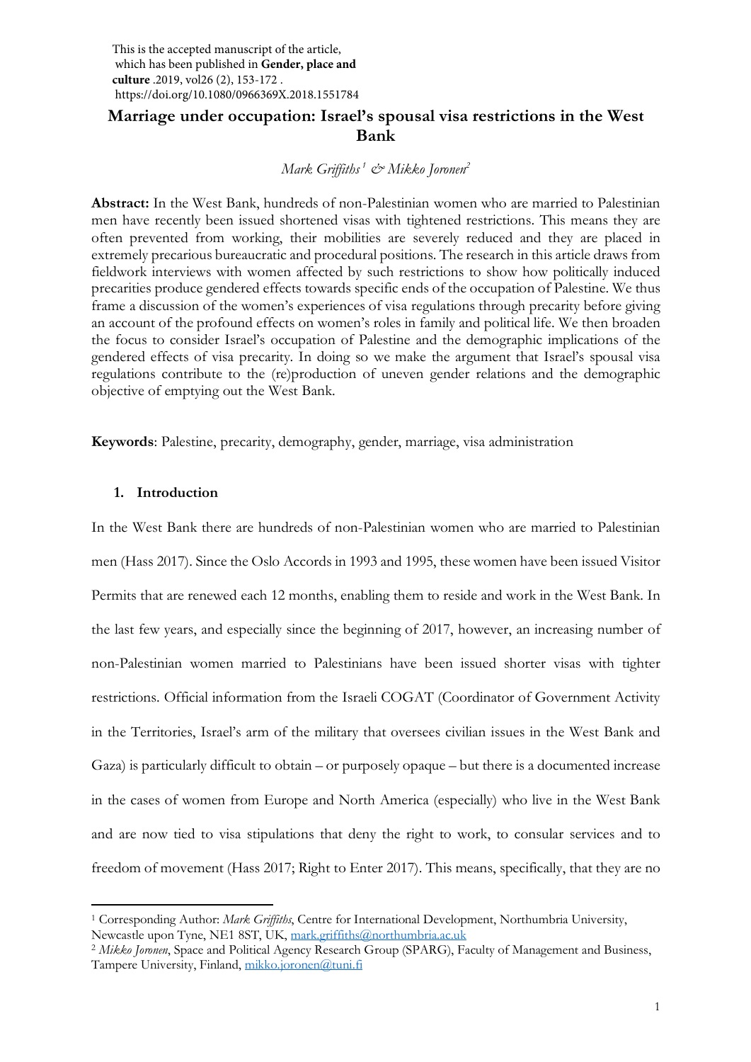This is the accepted manuscript of the article, which has been published in **Gender, place and culture** .2019, vol26 (2), 153-172 . https://doi.org/10.1080/0966369X.2018.1551784

# Marriage under occupation: Israel's spousal visa restrictions in the West Bank

*Mark Griffiths*[1] *& Mikko Joronen*[2]

**Abstract:** In the West Bank, hundreds of non-Palestinian women who are married to Palestinian men have recently been issued shortened visas with tightened restrictions. This means they are often prevented from working, their mobilities are severely reduced and they are placed in extremely precarious bureaucratic and procedural positions. The research in this article draws from fieldwork interviews with women affected by such restrictions to show how politically induced precarities produce gendered effects towards specific ends of the occupation of Palestine. We thus frame a discussion of the women's experiences of visa regulations through precarity before giving an account of the profound effects on women's roles in family and political life. We then broaden the focus to consider Israel's occupation of Palestine and the demographic implications of the gendered effects of visa precarity. In doing so we make the argument that Israel's spousal visa regulations contribute to the (re)production of uneven gender relations and the demographic objective of emptying out the West Bank.

**Keywords**: Palestine, precarity, demography, gender, marriage, visa administration

## 1. Introduction

In the West Bank there are hundreds of non-Palestinian women who are married to Palestinian men (Hass 2017). Since the Oslo Accords in 1993 and 1995, these women have been issued Visitor Permits that are renewed each 12 months, enabling them to reside and work in the West Bank. In the last few years, and especially since the beginning of 2017, however, an increasing number of non-Palestinian women married to Palestinians have been issued shorter visas with tighter restrictions. Official information from the Israeli COGAT (Coordinator of Government Activity in the Territories, Israel's arm of the military that oversees civilian issues in the West Bank and Gaza) is particularly difficult to obtain – or purposely opaque – but there is a documented increase in the cases of women from Europe and North America (especially) who live in the West Bank and are now tied to visa stipulations that deny the right to work, to consular services and to freedom of movement (Hass 2017; Right to Enter 2017). This means, specifically, that they are no

---

[1] Corresponding Author: *Mark Griffiths*, Centre for International Development, Northumbria University, Newcastle upon Tyne, NE1 8ST, UK, mark.griffiths@northumbria.ac.uk

[2] *Mikko Joronen*, Space and Political Agency Research Group (SPARG), Faculty of Management and Business, Tampere University, Finland, mikko.joronen@tuni.fi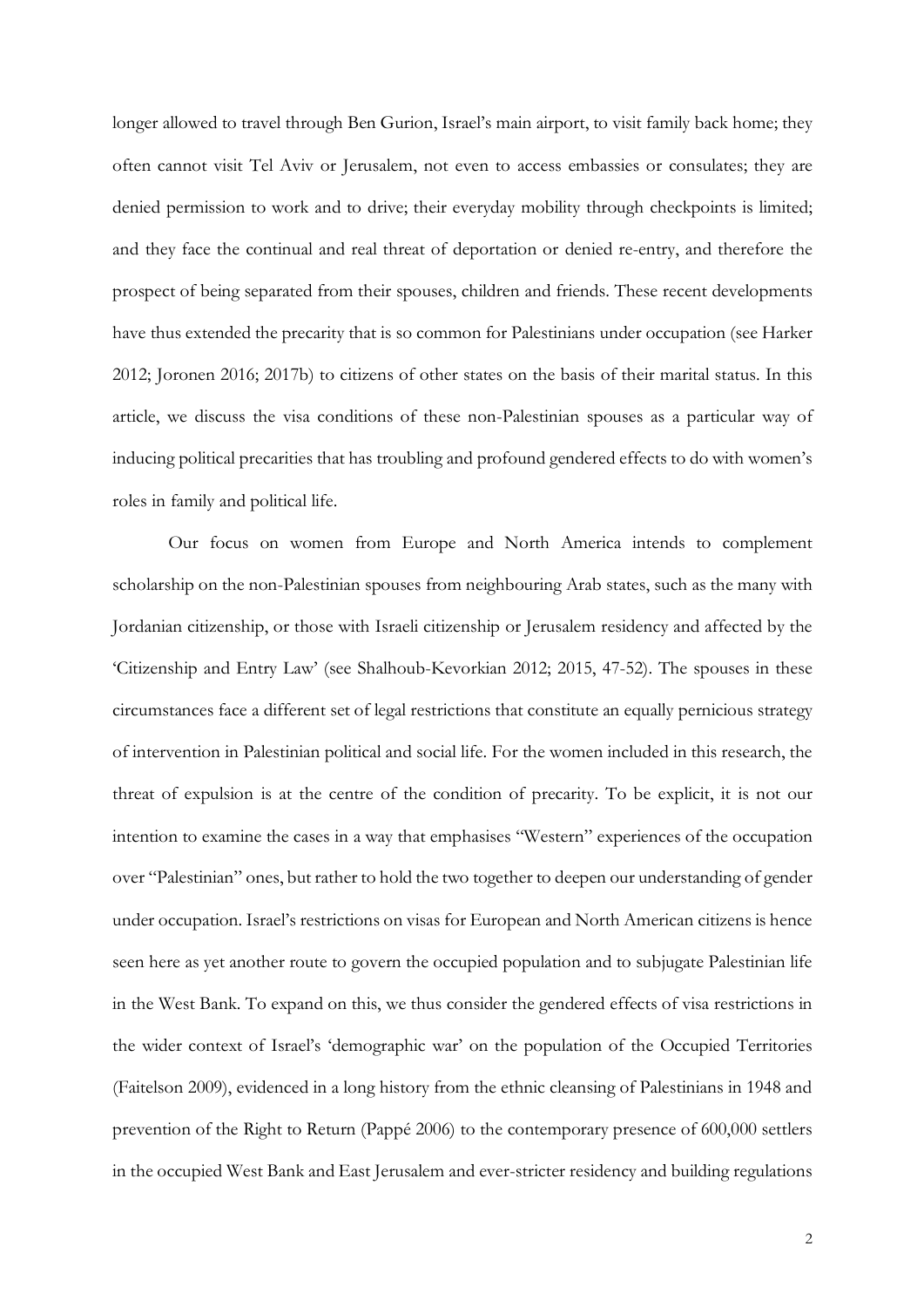longer allowed to travel through Ben Gurion, Israel's main airport, to visit family back home; they often cannot visit Tel Aviv or Jerusalem, not even to access embassies or consulates; they are denied permission to work and to drive; their everyday mobility through checkpoints is limited; and they face the continual and real threat of deportation or denied re-entry, and therefore the prospect of being separated from their spouses, children and friends. These recent developments have thus extended the precarity that is so common for Palestinians under occupation (see Harker 2012; Joronen 2016; 2017b) to citizens of other states on the basis of their marital status. In this article, we discuss the visa conditions of these non-Palestinian spouses as a particular way of inducing political precarities that has troubling and profound gendered effects to do with women's roles in family and political life.

Our focus on women from Europe and North America intends to complement scholarship on the non-Palestinian spouses from neighbouring Arab states, such as the many with Jordanian citizenship, or those with Israeli citizenship or Jerusalem residency and affected by the 'Citizenship and Entry Law' (see Shalhoub-Kevorkian 2012; 2015, 47-52). The spouses in these circumstances face a different set of legal restrictions that constitute an equally pernicious strategy of intervention in Palestinian political and social life. For the women included in this research, the threat of expulsion is at the centre of the condition of precarity. To be explicit, it is not our intention to examine the cases in a way that emphasises "Western" experiences of the occupation over "Palestinian" ones, but rather to hold the two together to deepen our understanding of gender under occupation. Israel's restrictions on visas for European and North American citizens is hence seen here as yet another route to govern the occupied population and to subjugate Palestinian life in the West Bank. To expand on this, we thus consider the gendered effects of visa restrictions in the wider context of Israel's 'demographic war' on the population of the Occupied Territories (Faitelson 2009), evidenced in a long history from the ethnic cleansing of Palestinians in 1948 and prevention of the Right to Return (Pappé 2006) to the contemporary presence of 600,000 settlers in the occupied West Bank and East Jerusalem and ever-stricter residency and building regulations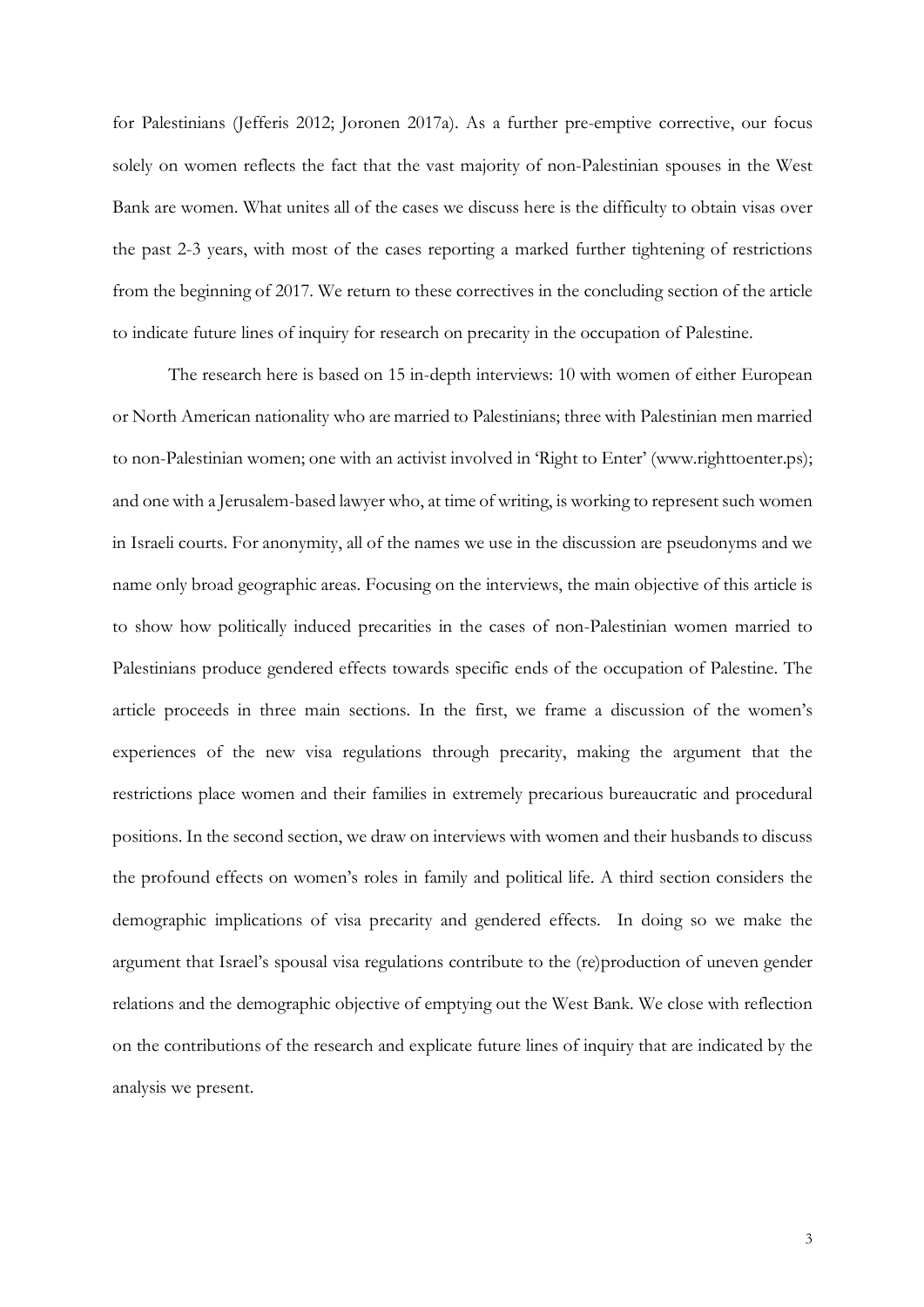for Palestinians (Jefferis 2012; Joronen 2017a). As a further pre-emptive corrective, our focus solely on women reflects the fact that the vast majority of non-Palestinian spouses in the West Bank are women. What unites all of the cases we discuss here is the difficulty to obtain visas over the past 2-3 years, with most of the cases reporting a marked further tightening of restrictions from the beginning of 2017. We return to these correctives in the concluding section of the article to indicate future lines of inquiry for research on precarity in the occupation of Palestine.

The research here is based on 15 in-depth interviews: 10 with women of either European or North American nationality who are married to Palestinians; three with Palestinian men married to non-Palestinian women; one with an activist involved in 'Right to Enter' (www.righttoenter.ps); and one with a Jerusalem-based lawyer who, at time of writing, is working to represent such women in Israeli courts. For anonymity, all of the names we use in the discussion are pseudonyms and we name only broad geographic areas. Focusing on the interviews, the main objective of this article is to show how politically induced precarities in the cases of non-Palestinian women married to Palestinians produce gendered effects towards specific ends of the occupation of Palestine. The article proceeds in three main sections. In the first, we frame a discussion of the women's experiences of the new visa regulations through precarity, making the argument that the restrictions place women and their families in extremely precarious bureaucratic and procedural positions. In the second section, we draw on interviews with women and their husbands to discuss the profound effects on women's roles in family and political life. A third section considers the demographic implications of visa precarity and gendered effects. In doing so we make the argument that Israel's spousal visa regulations contribute to the (re)production of uneven gender relations and the demographic objective of emptying out the West Bank. We close with reflection on the contributions of the research and explicate future lines of inquiry that are indicated by the analysis we present.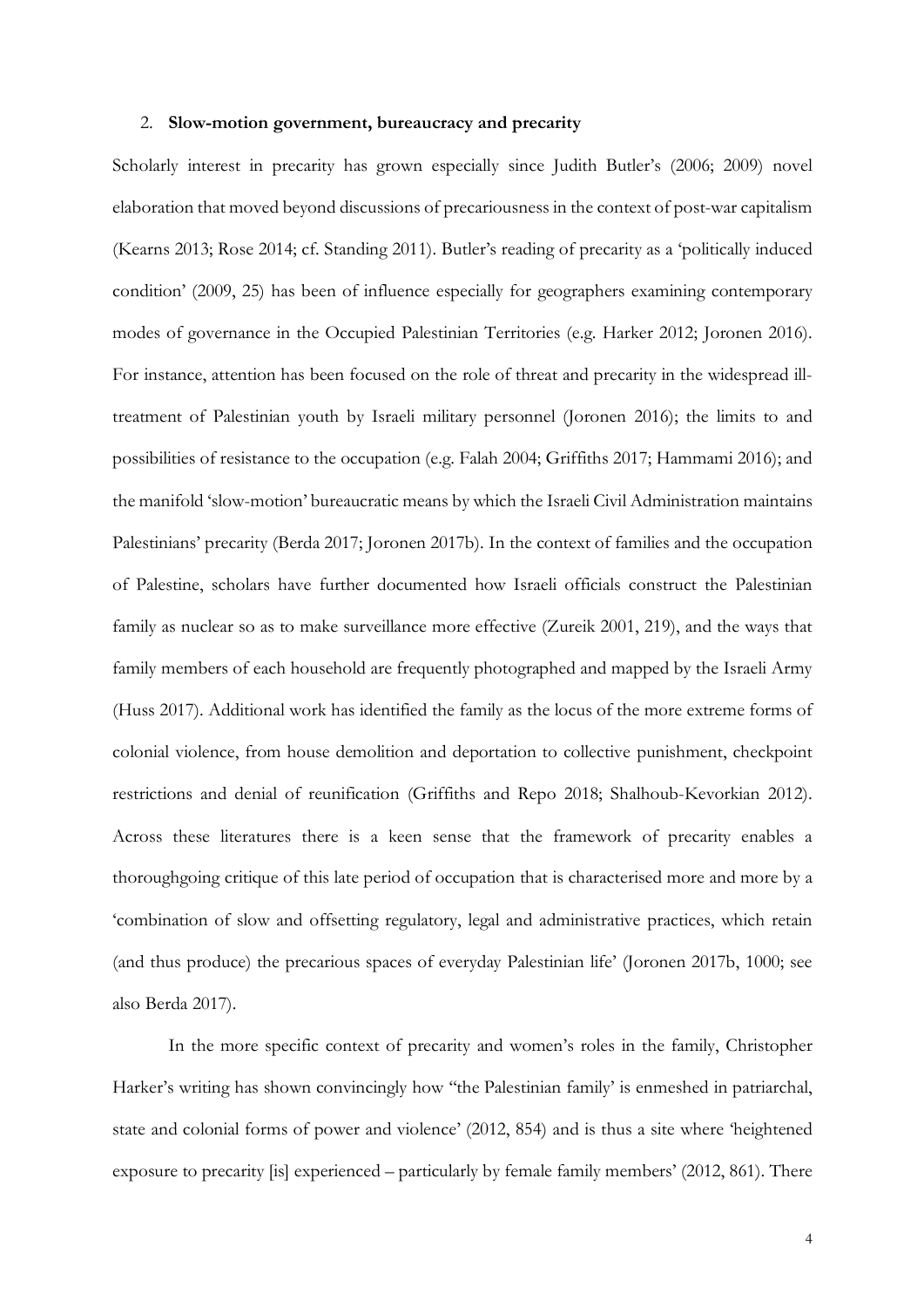## 2. **Slow-motion government, bureaucracy and precarity**

Scholarly interest in precarity has grown especially since Judith Butler's (2006; 2009) novel elaboration that moved beyond discussions of precariousness in the context of post-war capitalism (Kearns 2013; Rose 2014; cf. Standing 2011). Butler's reading of precarity as a 'politically induced condition' (2009, 25) has been of influence especially for geographers examining contemporary modes of governance in the Occupied Palestinian Territories (e.g. Harker 2012; Joronen 2016). For instance, attention has been focused on the role of threat and precarity in the widespread ill-treatment of Palestinian youth by Israeli military personnel (Joronen 2016); the limits to and possibilities of resistance to the occupation (e.g. Falah 2004; Griffiths 2017; Hammami 2016); and the manifold 'slow-motion' bureaucratic means by which the Israeli Civil Administration maintains Palestinians' precarity (Berda 2017; Joronen 2017b). In the context of families and the occupation of Palestine, scholars have further documented how Israeli officials construct the Palestinian family as nuclear so as to make surveillance more effective (Zureik 2001, 219), and the ways that family members of each household are frequently photographed and mapped by the Israeli Army (Huss 2017). Additional work has identified the family as the locus of the more extreme forms of colonial violence, from house demolition and deportation to collective punishment, checkpoint restrictions and denial of reunification (Griffiths and Repo 2018; Shalhoub-Kevorkian 2012). Across these literatures there is a keen sense that the framework of precarity enables a thoroughgoing critique of this late period of occupation that is characterised more and more by a 'combination of slow and offsetting regulatory, legal and administrative practices, which retain (and thus produce) the precarious spaces of everyday Palestinian life' (Joronen 2017b, 1000; see also Berda 2017).

In the more specific context of precarity and women's roles in the family, Christopher Harker's writing has shown convincingly how "the Palestinian family' is enmeshed in patriarchal, state and colonial forms of power and violence' (2012, 854) and is thus a site where 'heightened exposure to precarity [is] experienced – particularly by female family members' (2012, 861). There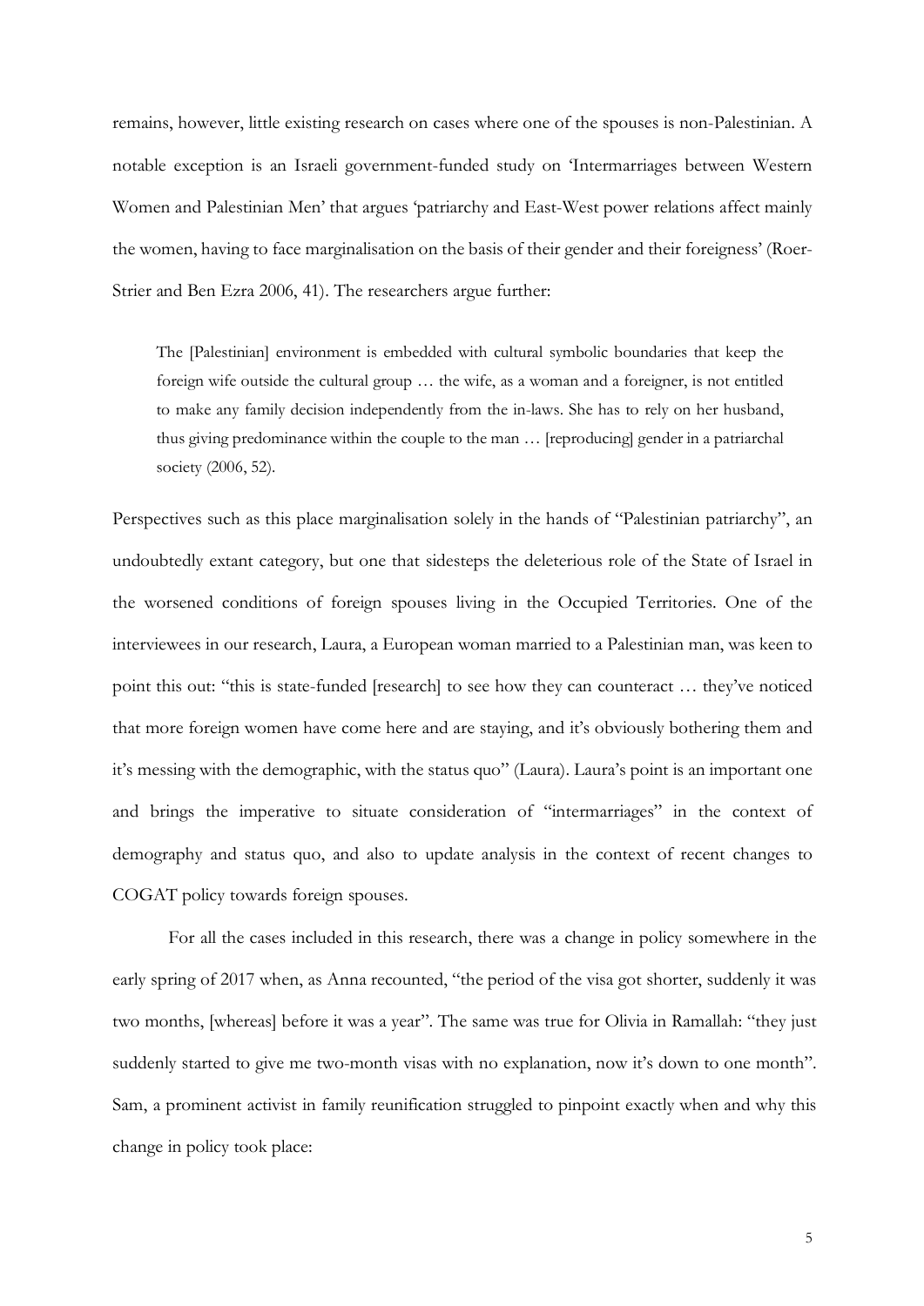remains, however, little existing research on cases where one of the spouses is non-Palestinian. A notable exception is an Israeli government-funded study on 'Intermarriages between Western Women and Palestinian Men' that argues 'patriarchy and East-West power relations affect mainly the women, having to face marginalisation on the basis of their gender and their foreigness' (Roer-Strier and Ben Ezra 2006, 41). The researchers argue further:

> The [Palestinian] environment is embedded with cultural symbolic boundaries that keep the foreign wife outside the cultural group … the wife, as a woman and a foreigner, is not entitled to make any family decision independently from the in-laws. She has to rely on her husband, thus giving predominance within the couple to the man … [reproducing] gender in a patriarchal society (2006, 52).

Perspectives such as this place marginalisation solely in the hands of "Palestinian patriarchy", an undoubtedly extant category, but one that sidesteps the deleterious role of the State of Israel in the worsened conditions of foreign spouses living in the Occupied Territories. One of the interviewees in our research, Laura, a European woman married to a Palestinian man, was keen to point this out: "this is state-funded [research] to see how they can counteract … they've noticed that more foreign women have come here and are staying, and it's obviously bothering them and it's messing with the demographic, with the status quo" (Laura). Laura's point is an important one and brings the imperative to situate consideration of "intermarriages" in the context of demography and status quo, and also to update analysis in the context of recent changes to COGAT policy towards foreign spouses.

For all the cases included in this research, there was a change in policy somewhere in the early spring of 2017 when, as Anna recounted, "the period of the visa got shorter, suddenly it was two months, [whereas] before it was a year". The same was true for Olivia in Ramallah: "they just suddenly started to give me two-month visas with no explanation, now it's down to one month". Sam, a prominent activist in family reunification struggled to pinpoint exactly when and why this change in policy took place: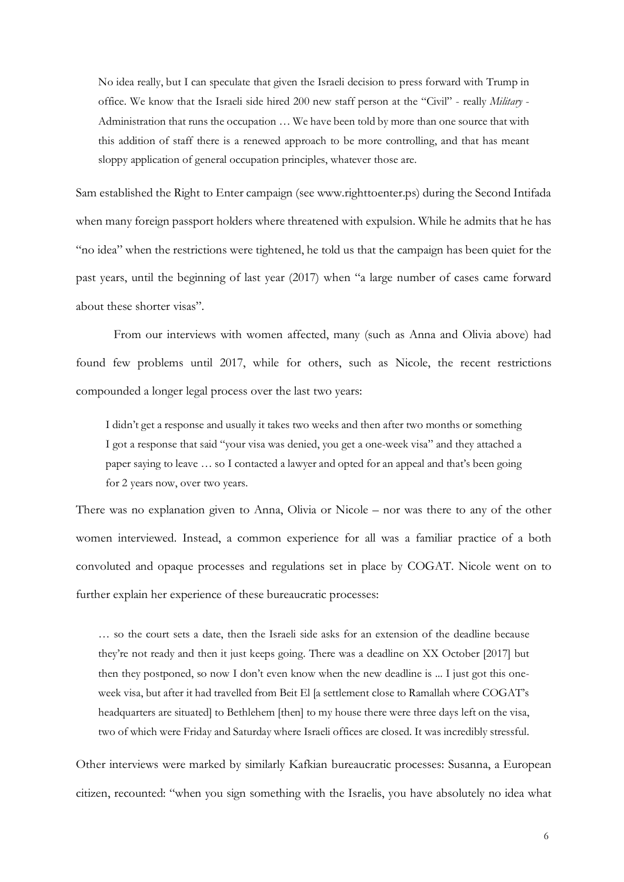> No idea really, but I can speculate that given the Israeli decision to press forward with Trump in office. We know that the Israeli side hired 200 new staff person at the "Civil" - really *Military* - Administration that runs the occupation … We have been told by more than one source that with this addition of staff there is a renewed approach to be more controlling, and that has meant sloppy application of general occupation principles, whatever those are.

Sam established the Right to Enter campaign (see www.righttoenter.ps) during the Second Intifada when many foreign passport holders where threatened with expulsion. While he admits that he has "no idea" when the restrictions were tightened, he told us that the campaign has been quiet for the past years, until the beginning of last year (2017) when "a large number of cases came forward about these shorter visas".

From our interviews with women affected, many (such as Anna and Olivia above) had found few problems until 2017, while for others, such as Nicole, the recent restrictions compounded a longer legal process over the last two years:

> I didn't get a response and usually it takes two weeks and then after two months or something I got a response that said "your visa was denied, you get a one-week visa" and they attached a paper saying to leave … so I contacted a lawyer and opted for an appeal and that's been going for 2 years now, over two years.

There was no explanation given to Anna, Olivia or Nicole – nor was there to any of the other women interviewed. Instead, a common experience for all was a familiar practice of a both convoluted and opaque processes and regulations set in place by COGAT. Nicole went on to further explain her experience of these bureaucratic processes:

> … so the court sets a date, then the Israeli side asks for an extension of the deadline because they're not ready and then it just keeps going. There was a deadline on XX October [2017] but then they postponed, so now I don't even know when the new deadline is ... I just got this one-week visa, but after it had travelled from Beit El [a settlement close to Ramallah where COGAT's headquarters are situated] to Bethlehem [then] to my house there were three days left on the visa, two of which were Friday and Saturday where Israeli offices are closed. It was incredibly stressful.

Other interviews were marked by similarly Kafkian bureaucratic processes: Susanna, a European citizen, recounted: "when you sign something with the Israelis, you have absolutely no idea what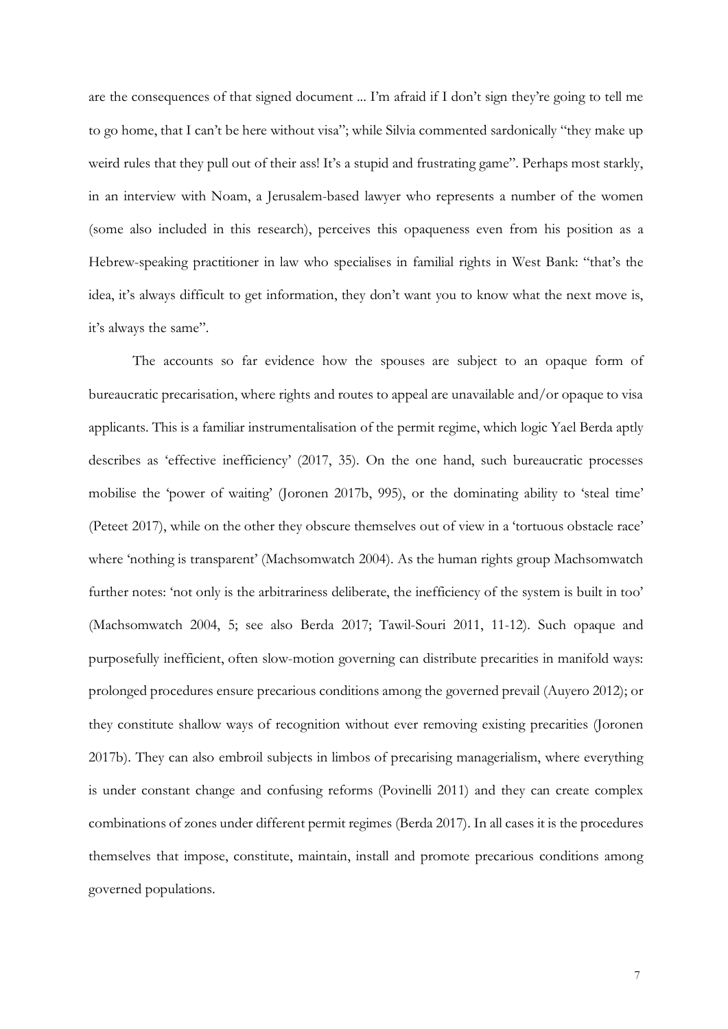are the consequences of that signed document ... I'm afraid if I don't sign they're going to tell me to go home, that I can't be here without visa"; while Silvia commented sardonically "they make up weird rules that they pull out of their ass! It's a stupid and frustrating game". Perhaps most starkly, in an interview with Noam, a Jerusalem-based lawyer who represents a number of the women (some also included in this research), perceives this opaqueness even from his position as a Hebrew-speaking practitioner in law who specialises in familial rights in West Bank: "that's the idea, it's always difficult to get information, they don't want you to know what the next move is, it's always the same".

The accounts so far evidence how the spouses are subject to an opaque form of bureaucratic precarisation, where rights and routes to appeal are unavailable and/or opaque to visa applicants. This is a familiar instrumentalisation of the permit regime, which logic Yael Berda aptly describes as 'effective inefficiency' (2017, 35). On the one hand, such bureaucratic processes mobilise the 'power of waiting' (Joronen 2017b, 995), or the dominating ability to 'steal time' (Peteet 2017), while on the other they obscure themselves out of view in a 'tortuous obstacle race' where 'nothing is transparent' (Machsomwatch 2004). As the human rights group Machsomwatch further notes: 'not only is the arbitrariness deliberate, the inefficiency of the system is built in too' (Machsomwatch 2004, 5; see also Berda 2017; Tawil-Souri 2011, 11-12). Such opaque and purposefully inefficient, often slow-motion governing can distribute precarities in manifold ways: prolonged procedures ensure precarious conditions among the governed prevail (Auyero 2012); or they constitute shallow ways of recognition without ever removing existing precarities (Joronen 2017b). They can also embroil subjects in limbos of precarising managerialism, where everything is under constant change and confusing reforms (Povinelli 2011) and they can create complex combinations of zones under different permit regimes (Berda 2017). In all cases it is the procedures themselves that impose, constitute, maintain, install and promote precarious conditions among governed populations.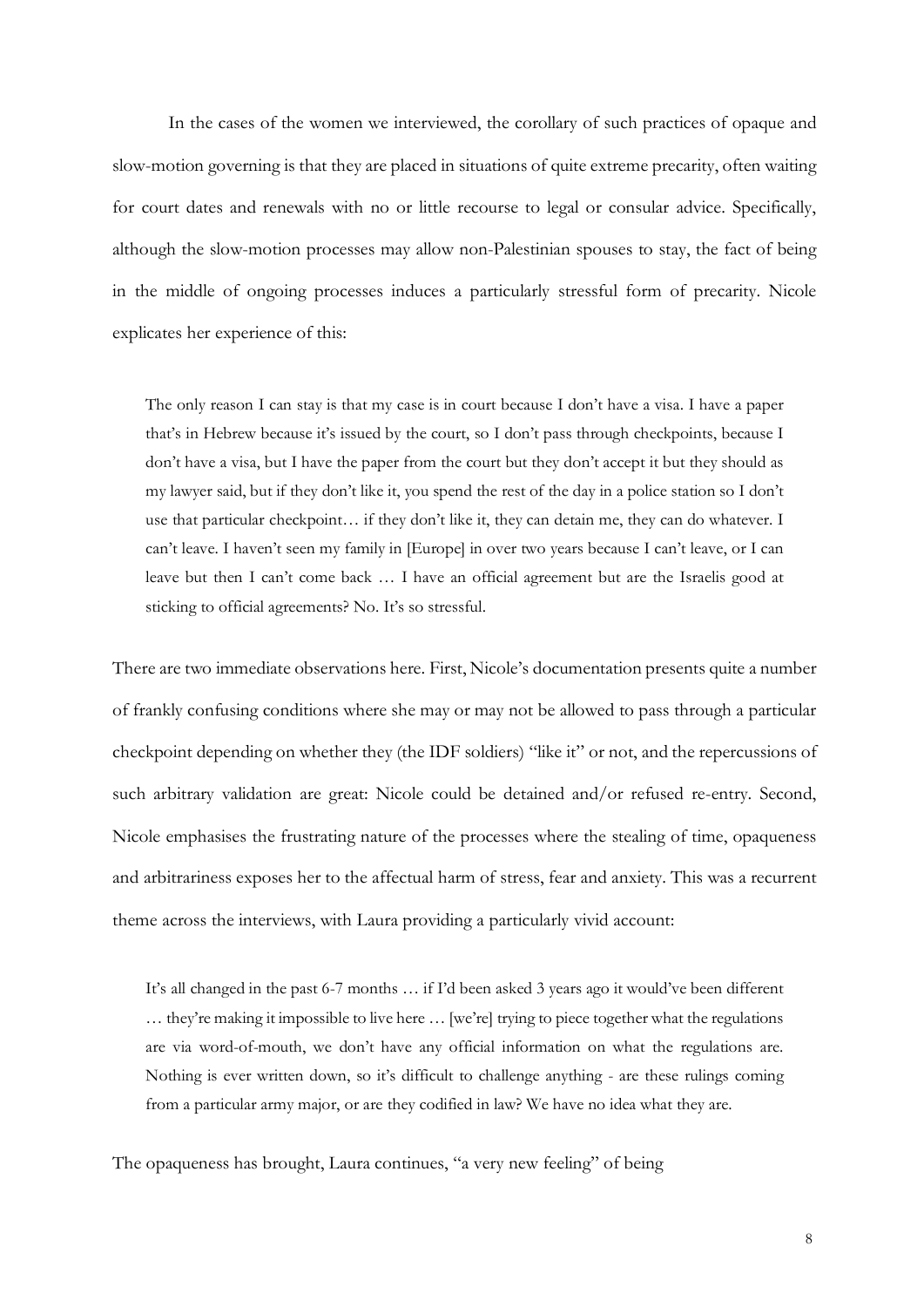In the cases of the women we interviewed, the corollary of such practices of opaque and slow-motion governing is that they are placed in situations of quite extreme precarity, often waiting for court dates and renewals with no or little recourse to legal or consular advice. Specifically, although the slow-motion processes may allow non-Palestinian spouses to stay, the fact of being in the middle of ongoing processes induces a particularly stressful form of precarity. Nicole explicates her experience of this:

> The only reason I can stay is that my case is in court because I don't have a visa. I have a paper that's in Hebrew because it's issued by the court, so I don't pass through checkpoints, because I don't have a visa, but I have the paper from the court but they don't accept it but they should as my lawyer said, but if they don't like it, you spend the rest of the day in a police station so I don't use that particular checkpoint… if they don't like it, they can detain me, they can do whatever. I can't leave. I haven't seen my family in [Europe] in over two years because I can't leave, or I can leave but then I can't come back … I have an official agreement but are the Israelis good at sticking to official agreements? No. It's so stressful.

There are two immediate observations here. First, Nicole's documentation presents quite a number of frankly confusing conditions where she may or may not be allowed to pass through a particular checkpoint depending on whether they (the IDF soldiers) "like it" or not, and the repercussions of such arbitrary validation are great: Nicole could be detained and/or refused re-entry. Second, Nicole emphasises the frustrating nature of the processes where the stealing of time, opaqueness and arbitrariness exposes her to the affectual harm of stress, fear and anxiety. This was a recurrent theme across the interviews, with Laura providing a particularly vivid account:

> It's all changed in the past 6-7 months … if I'd been asked 3 years ago it would've been different … they're making it impossible to live here … [we're] trying to piece together what the regulations are via word-of-mouth, we don't have any official information on what the regulations are. Nothing is ever written down, so it's difficult to challenge anything - are these rulings coming from a particular army major, or are they codified in law? We have no idea what they are.

The opaqueness has brought, Laura continues, "a very new feeling" of being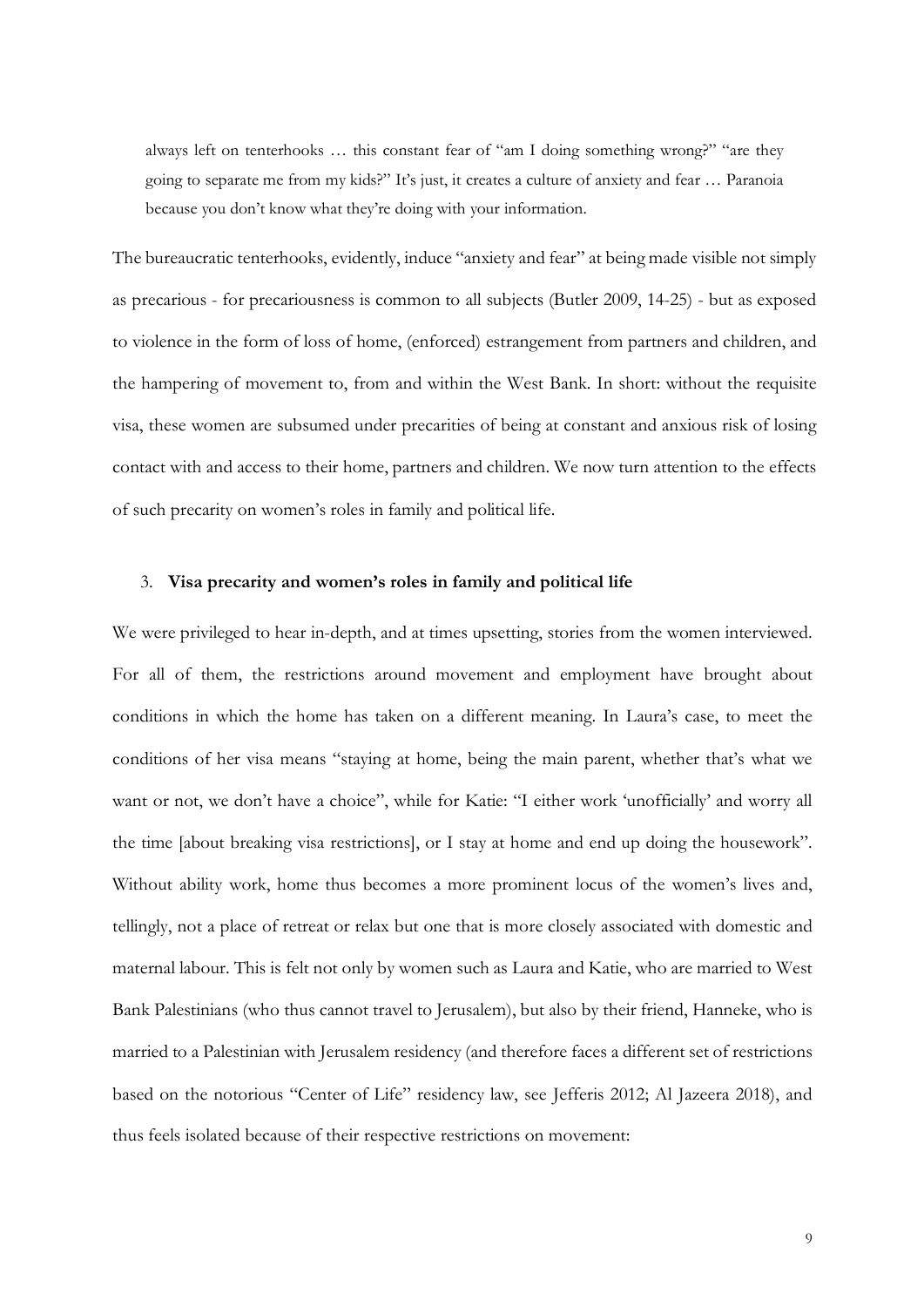> always left on tenterhooks … this constant fear of "am I doing something wrong?" "are they going to separate me from my kids?" It's just, it creates a culture of anxiety and fear … Paranoia because you don't know what they're doing with your information.

The bureaucratic tenterhooks, evidently, induce "anxiety and fear" at being made visible not simply as precarious - for precariousness is common to all subjects (Butler 2009, 14-25) - but as exposed to violence in the form of loss of home, (enforced) estrangement from partners and children, and the hampering of movement to, from and within the West Bank. In short: without the requisite visa, these women are subsumed under precarities of being at constant and anxious risk of losing contact with and access to their home, partners and children. We now turn attention to the effects of such precarity on women's roles in family and political life.

## 3. **Visa precarity and women's roles in family and political life**

We were privileged to hear in-depth, and at times upsetting, stories from the women interviewed. For all of them, the restrictions around movement and employment have brought about conditions in which the home has taken on a different meaning. In Laura's case, to meet the conditions of her visa means "staying at home, being the main parent, whether that's what we want or not, we don't have a choice", while for Katie: "I either work 'unofficially' and worry all the time [about breaking visa restrictions], or I stay at home and end up doing the housework". Without ability work, home thus becomes a more prominent locus of the women's lives and, tellingly, not a place of retreat or relax but one that is more closely associated with domestic and maternal labour. This is felt not only by women such as Laura and Katie, who are married to West Bank Palestinians (who thus cannot travel to Jerusalem), but also by their friend, Hanneke, who is married to a Palestinian with Jerusalem residency (and therefore faces a different set of restrictions based on the notorious "Center of Life" residency law, see Jefferis 2012; Al Jazeera 2018), and thus feels isolated because of their respective restrictions on movement: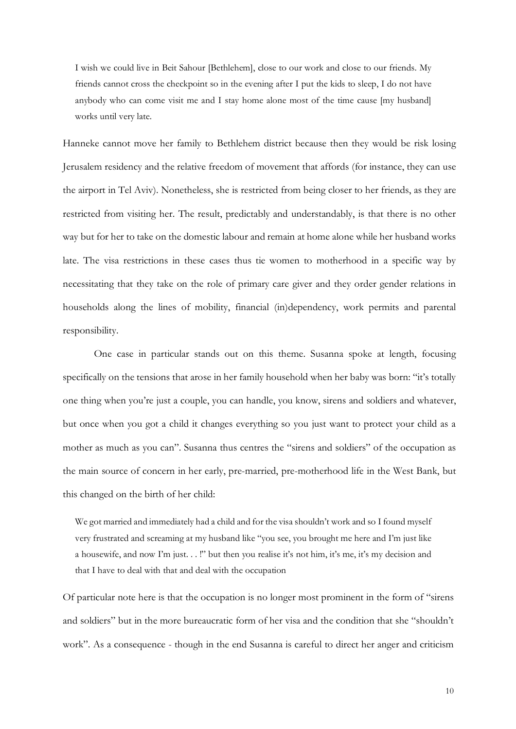> I wish we could live in Beit Sahour [Bethlehem], close to our work and close to our friends. My friends cannot cross the checkpoint so in the evening after I put the kids to sleep, I do not have anybody who can come visit me and I stay home alone most of the time cause [my husband] works until very late.

Hanneke cannot move her family to Bethlehem district because then they would be risk losing Jerusalem residency and the relative freedom of movement that affords (for instance, they can use the airport in Tel Aviv). Nonetheless, she is restricted from being closer to her friends, as they are restricted from visiting her. The result, predictably and understandably, is that there is no other way but for her to take on the domestic labour and remain at home alone while her husband works late. The visa restrictions in these cases thus tie women to motherhood in a specific way by necessitating that they take on the role of primary care giver and they order gender relations in households along the lines of mobility, financial (in)dependency, work permits and parental responsibility.

One case in particular stands out on this theme. Susanna spoke at length, focusing specifically on the tensions that arose in her family household when her baby was born: "it's totally one thing when you're just a couple, you can handle, you know, sirens and soldiers and whatever, but once when you got a child it changes everything so you just want to protect your child as a mother as much as you can". Susanna thus centres the "sirens and soldiers" of the occupation as the main source of concern in her early, pre-married, pre-motherhood life in the West Bank, but this changed on the birth of her child:

> We got married and immediately had a child and for the visa shouldn't work and so I found myself very frustrated and screaming at my husband like "you see, you brought me here and I'm just like a housewife, and now I'm just. . . !" but then you realise it's not him, it's me, it's my decision and that I have to deal with that and deal with the occupation

Of particular note here is that the occupation is no longer most prominent in the form of "sirens and soldiers" but in the more bureaucratic form of her visa and the condition that she "shouldn't work". As a consequence - though in the end Susanna is careful to direct her anger and criticism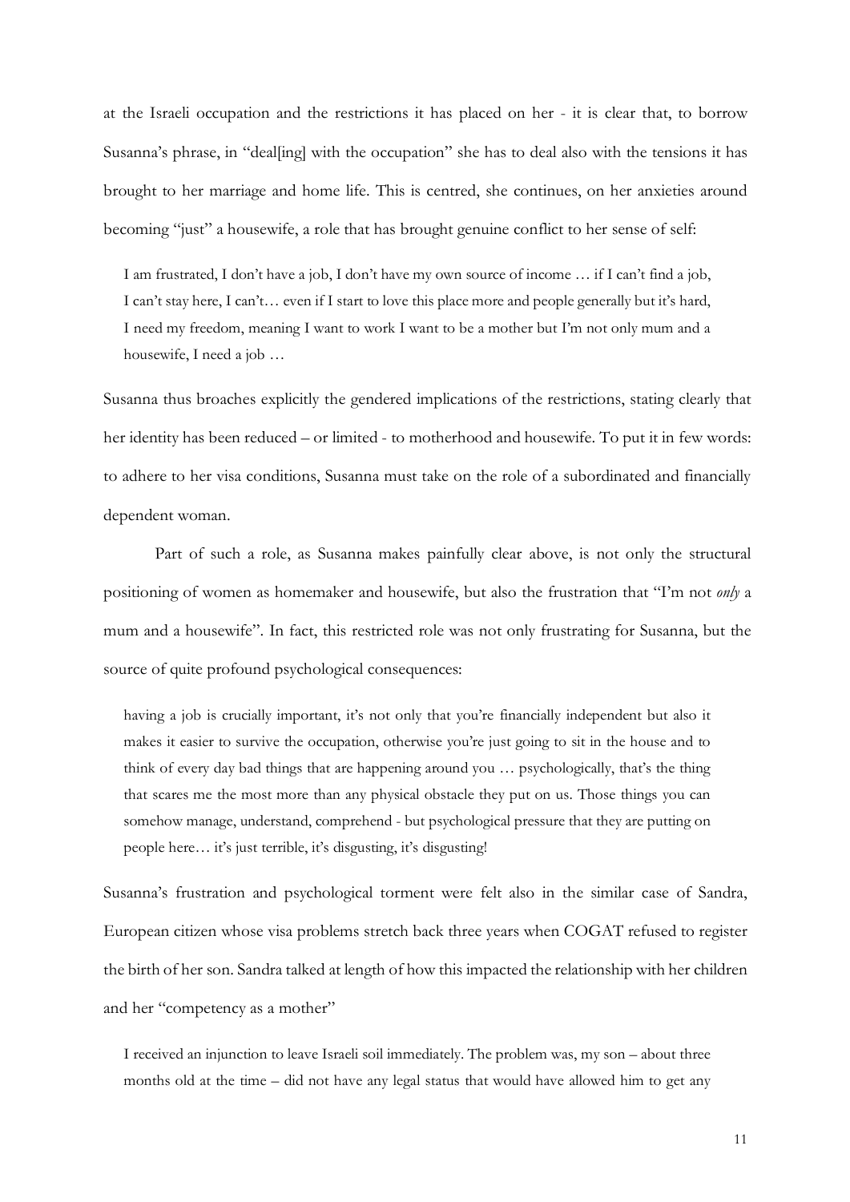at the Israeli occupation and the restrictions it has placed on her - it is clear that, to borrow Susanna's phrase, in "deal[ing] with the occupation" she has to deal also with the tensions it has brought to her marriage and home life. This is centred, she continues, on her anxieties around becoming "just" a housewife, a role that has brought genuine conflict to her sense of self:

> I am frustrated, I don't have a job, I don't have my own source of income … if I can't find a job, I can't stay here, I can't… even if I start to love this place more and people generally but it's hard, I need my freedom, meaning I want to work I want to be a mother but I'm not only mum and a housewife, I need a job …

Susanna thus broaches explicitly the gendered implications of the restrictions, stating clearly that her identity has been reduced – or limited - to motherhood and housewife. To put it in few words: to adhere to her visa conditions, Susanna must take on the role of a subordinated and financially dependent woman.

Part of such a role, as Susanna makes painfully clear above, is not only the structural positioning of women as homemaker and housewife, but also the frustration that "I'm not *only* a mum and a housewife". In fact, this restricted role was not only frustrating for Susanna, but the source of quite profound psychological consequences:

> having a job is crucially important, it's not only that you're financially independent but also it makes it easier to survive the occupation, otherwise you're just going to sit in the house and to think of every day bad things that are happening around you … psychologically, that's the thing that scares me the most more than any physical obstacle they put on us. Those things you can somehow manage, understand, comprehend - but psychological pressure that they are putting on people here… it's just terrible, it's disgusting, it's disgusting!

Susanna's frustration and psychological torment were felt also in the similar case of Sandra, European citizen whose visa problems stretch back three years when COGAT refused to register the birth of her son. Sandra talked at length of how this impacted the relationship with her children and her "competency as a mother"

> I received an injunction to leave Israeli soil immediately. The problem was, my son – about three months old at the time – did not have any legal status that would have allowed him to get any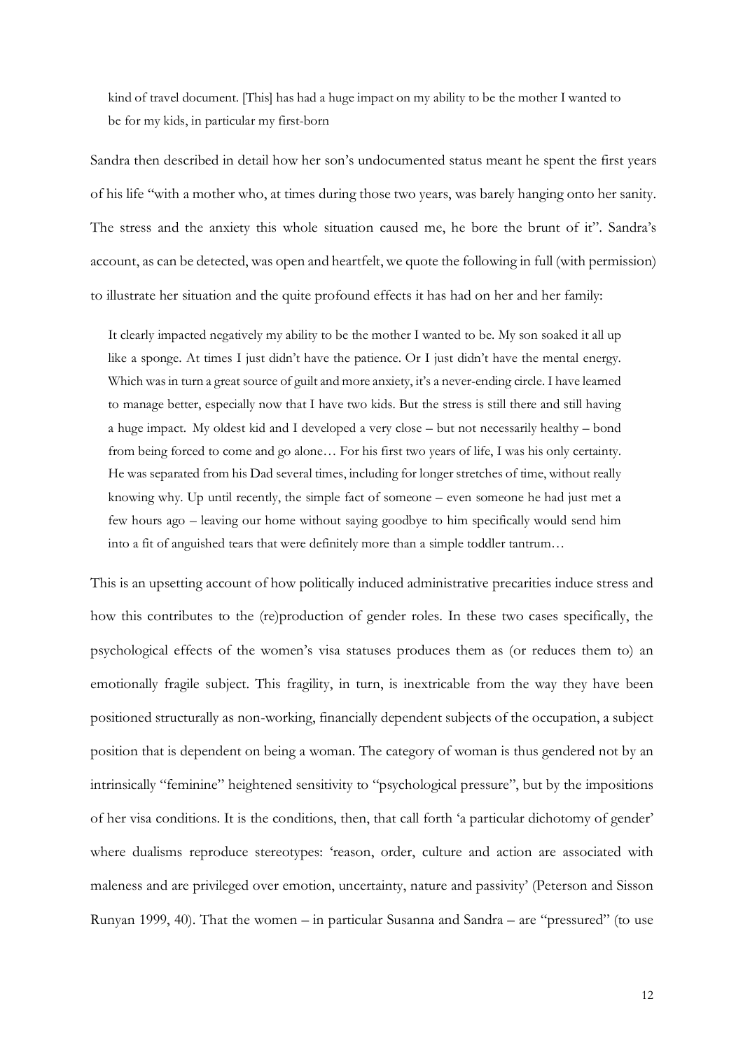> kind of travel document. [This] has had a huge impact on my ability to be the mother I wanted to be for my kids, in particular my first-born

Sandra then described in detail how her son's undocumented status meant he spent the first years of his life "with a mother who, at times during those two years, was barely hanging onto her sanity. The stress and the anxiety this whole situation caused me, he bore the brunt of it". Sandra's account, as can be detected, was open and heartfelt, we quote the following in full (with permission) to illustrate her situation and the quite profound effects it has had on her and her family:

> It clearly impacted negatively my ability to be the mother I wanted to be. My son soaked it all up like a sponge. At times I just didn't have the patience. Or I just didn't have the mental energy. Which was in turn a great source of guilt and more anxiety, it's a never-ending circle. I have learned to manage better, especially now that I have two kids. But the stress is still there and still having a huge impact. My oldest kid and I developed a very close – but not necessarily healthy – bond from being forced to come and go alone… For his first two years of life, I was his only certainty. He was separated from his Dad several times, including for longer stretches of time, without really knowing why. Up until recently, the simple fact of someone – even someone he had just met a few hours ago – leaving our home without saying goodbye to him specifically would send him into a fit of anguished tears that were definitely more than a simple toddler tantrum…

This is an upsetting account of how politically induced administrative precarities induce stress and how this contributes to the (re)production of gender roles. In these two cases specifically, the psychological effects of the women's visa statuses produces them as (or reduces them to) an emotionally fragile subject. This fragility, in turn, is inextricable from the way they have been positioned structurally as non-working, financially dependent subjects of the occupation, a subject position that is dependent on being a woman. The category of woman is thus gendered not by an intrinsically "feminine" heightened sensitivity to "psychological pressure", but by the impositions of her visa conditions. It is the conditions, then, that call forth 'a particular dichotomy of gender' where dualisms reproduce stereotypes: 'reason, order, culture and action are associated with maleness and are privileged over emotion, uncertainty, nature and passivity' (Peterson and Sisson Runyan 1999, 40). That the women – in particular Susanna and Sandra – are "pressured" (to use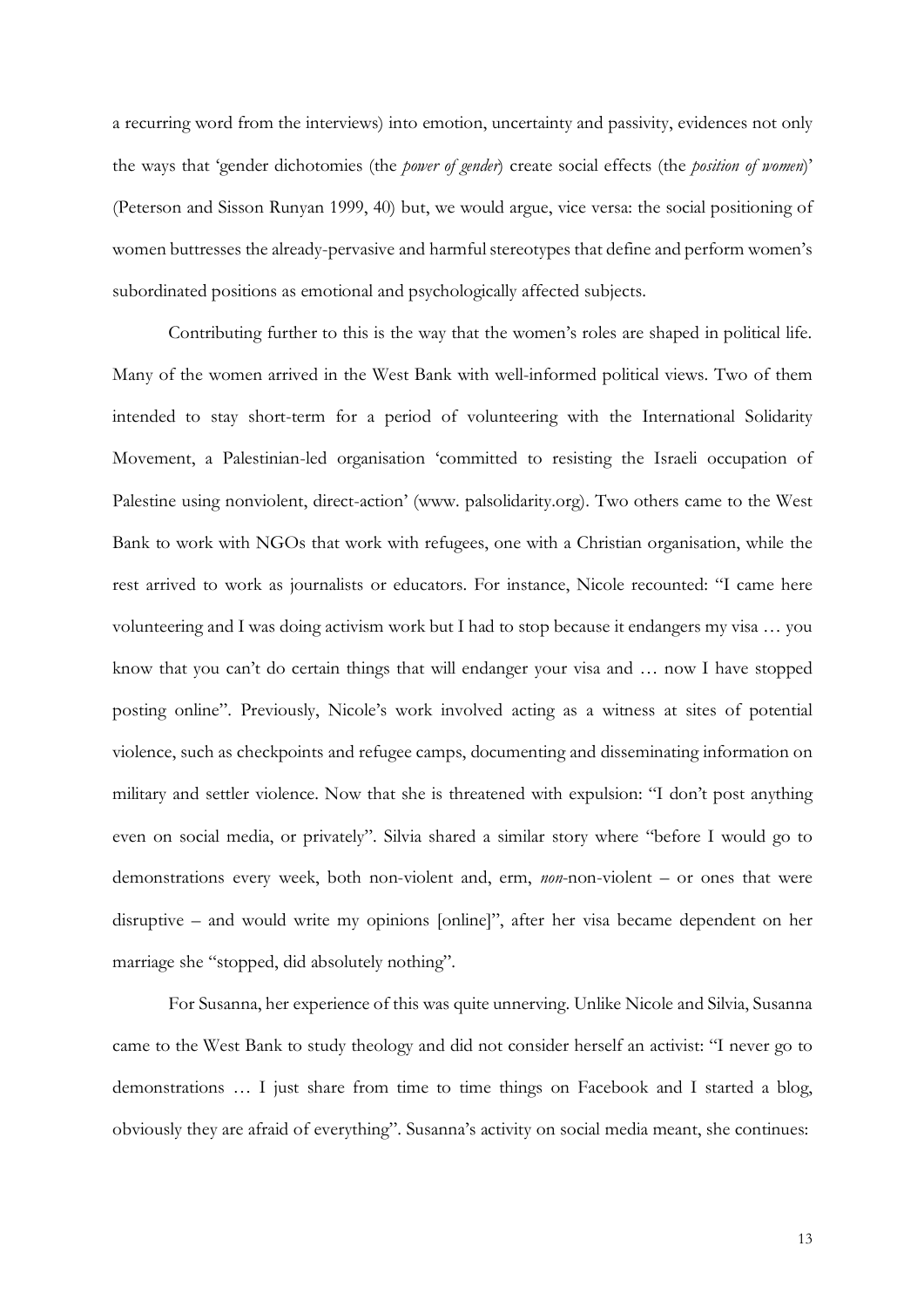a recurring word from the interviews) into emotion, uncertainty and passivity, evidences not only the ways that 'gender dichotomies (the *power of gender*) create social effects (the *position of women*)' (Peterson and Sisson Runyan 1999, 40) but, we would argue, vice versa: the social positioning of women buttresses the already-pervasive and harmful stereotypes that define and perform women's subordinated positions as emotional and psychologically affected subjects.

Contributing further to this is the way that the women's roles are shaped in political life. Many of the women arrived in the West Bank with well-informed political views. Two of them intended to stay short-term for a period of volunteering with the International Solidarity Movement, a Palestinian-led organisation 'committed to resisting the Israeli occupation of Palestine using nonviolent, direct-action' (www. palsolidarity.org). Two others came to the West Bank to work with NGOs that work with refugees, one with a Christian organisation, while the rest arrived to work as journalists or educators. For instance, Nicole recounted: "I came here volunteering and I was doing activism work but I had to stop because it endangers my visa … you know that you can't do certain things that will endanger your visa and … now I have stopped posting online". Previously, Nicole's work involved acting as a witness at sites of potential violence, such as checkpoints and refugee camps, documenting and disseminating information on military and settler violence. Now that she is threatened with expulsion: "I don't post anything even on social media, or privately". Silvia shared a similar story where "before I would go to demonstrations every week, both non-violent and, erm, *non*-non-violent – or ones that were disruptive – and would write my opinions [online]", after her visa became dependent on her marriage she "stopped, did absolutely nothing".

For Susanna, her experience of this was quite unnerving. Unlike Nicole and Silvia, Susanna came to the West Bank to study theology and did not consider herself an activist: "I never go to demonstrations … I just share from time to time things on Facebook and I started a blog, obviously they are afraid of everything". Susanna's activity on social media meant, she continues: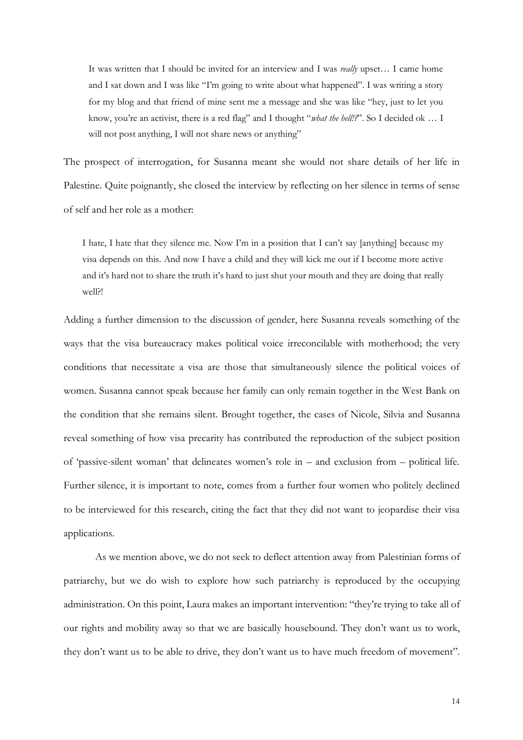> It was written that I should be invited for an interview and I was *really* upset… I came home and I sat down and I was like "I'm going to write about what happened". I was writing a story for my blog and that friend of mine sent me a message and she was like "hey, just to let you know, you're an activist, there is a red flag" and I thought "*what the hell!?*". So I decided ok … I will not post anything, I will not share news or anything"

The prospect of interrogation, for Susanna meant she would not share details of her life in Palestine. Quite poignantly, she closed the interview by reflecting on her silence in terms of sense of self and her role as a mother:

> I hate, I hate that they silence me. Now I'm in a position that I can't say [anything] because my visa depends on this. And now I have a child and they will kick me out if I become more active and it's hard not to share the truth it's hard to just shut your mouth and they are doing that really well?!

Adding a further dimension to the discussion of gender, here Susanna reveals something of the ways that the visa bureaucracy makes political voice irreconcilable with motherhood; the very conditions that necessitate a visa are those that simultaneously silence the political voices of women. Susanna cannot speak because her family can only remain together in the West Bank on the condition that she remains silent. Brought together, the cases of Nicole, Silvia and Susanna reveal something of how visa precarity has contributed the reproduction of the subject position of 'passive-silent woman' that delineates women's role in – and exclusion from – political life. Further silence, it is important to note, comes from a further four women who politely declined to be interviewed for this research, citing the fact that they did not want to jeopardise their visa applications.

As we mention above, we do not seek to deflect attention away from Palestinian forms of patriarchy, but we do wish to explore how such patriarchy is reproduced by the occupying administration. On this point, Laura makes an important intervention: "they're trying to take all of our rights and mobility away so that we are basically housebound. They don't want us to work, they don't want us to be able to drive, they don't want us to have much freedom of movement".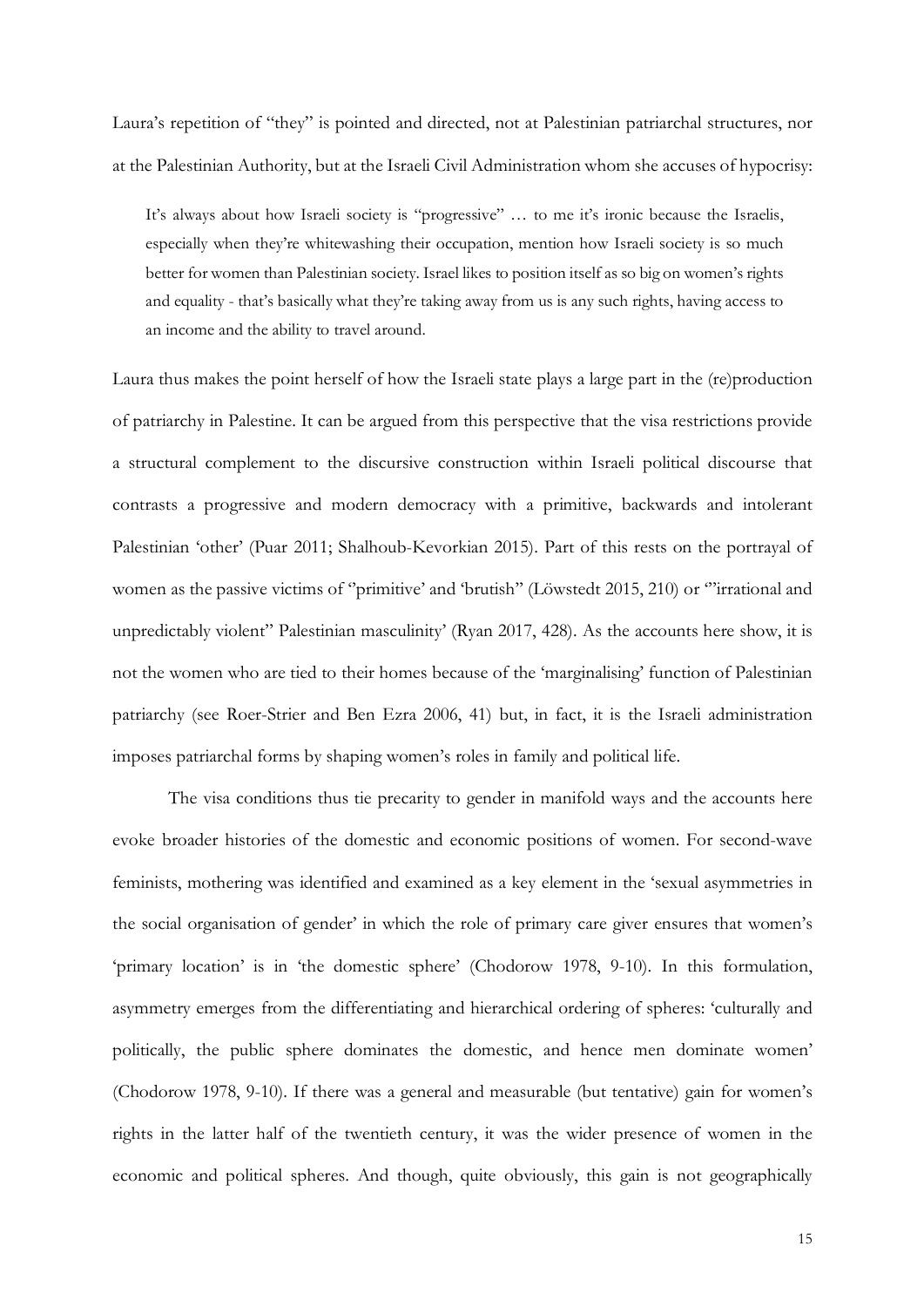Laura's repetition of "they" is pointed and directed, not at Palestinian patriarchal structures, nor at the Palestinian Authority, but at the Israeli Civil Administration whom she accuses of hypocrisy:

> It's always about how Israeli society is "progressive" … to me it's ironic because the Israelis, especially when they're whitewashing their occupation, mention how Israeli society is so much better for women than Palestinian society. Israel likes to position itself as so big on women's rights and equality - that's basically what they're taking away from us is any such rights, having access to an income and the ability to travel around.

Laura thus makes the point herself of how the Israeli state plays a large part in the (re)production of patriarchy in Palestine. It can be argued from this perspective that the visa restrictions provide a structural complement to the discursive construction within Israeli political discourse that contrasts a progressive and modern democracy with a primitive, backwards and intolerant Palestinian 'other' (Puar 2011; Shalhoub-Kevorkian 2015). Part of this rests on the portrayal of women as the passive victims of "primitive' and 'brutish" (Löwstedt 2015, 210) or '"irrational and unpredictably violent" Palestinian masculinity' (Ryan 2017, 428). As the accounts here show, it is not the women who are tied to their homes because of the 'marginalising' function of Palestinian patriarchy (see Roer-Strier and Ben Ezra 2006, 41) but, in fact, it is the Israeli administration imposes patriarchal forms by shaping women's roles in family and political life.

The visa conditions thus tie precarity to gender in manifold ways and the accounts here evoke broader histories of the domestic and economic positions of women. For second-wave feminists, mothering was identified and examined as a key element in the 'sexual asymmetries in the social organisation of gender' in which the role of primary care giver ensures that women's 'primary location' is in 'the domestic sphere' (Chodorow 1978, 9-10). In this formulation, asymmetry emerges from the differentiating and hierarchical ordering of spheres: 'culturally and politically, the public sphere dominates the domestic, and hence men dominate women' (Chodorow 1978, 9-10). If there was a general and measurable (but tentative) gain for women's rights in the latter half of the twentieth century, it was the wider presence of women in the economic and political spheres. And though, quite obviously, this gain is not geographically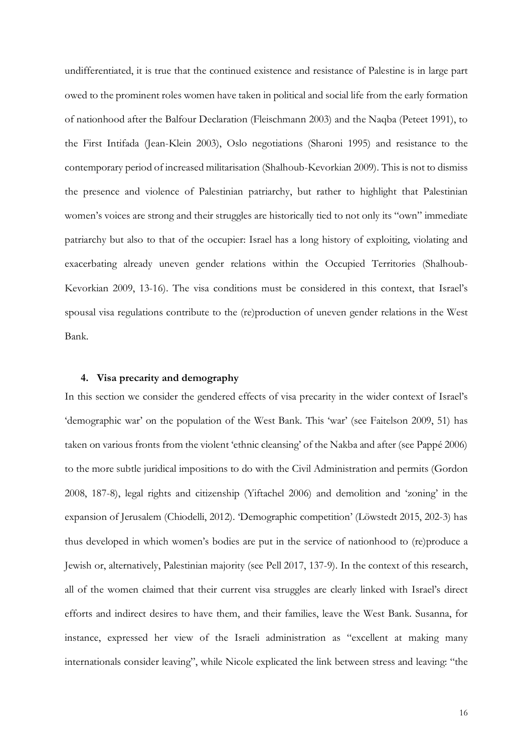undifferentiated, it is true that the continued existence and resistance of Palestine is in large part owed to the prominent roles women have taken in political and social life from the early formation of nationhood after the Balfour Declaration (Fleischmann 2003) and the Naqba (Peteet 1991), to the First Intifada (Jean-Klein 2003), Oslo negotiations (Sharoni 1995) and resistance to the contemporary period of increased militarisation (Shalhoub-Kevorkian 2009). This is not to dismiss the presence and violence of Palestinian patriarchy, but rather to highlight that Palestinian women's voices are strong and their struggles are historically tied to not only its "own" immediate patriarchy but also to that of the occupier: Israel has a long history of exploiting, violating and exacerbating already uneven gender relations within the Occupied Territories (Shalhoub-Kevorkian 2009, 13-16). The visa conditions must be considered in this context, that Israel's spousal visa regulations contribute to the (re)production of uneven gender relations in the West Bank.

## 4. Visa precarity and demography

In this section we consider the gendered effects of visa precarity in the wider context of Israel's 'demographic war' on the population of the West Bank. This 'war' (see Faitelson 2009, 51) has taken on various fronts from the violent 'ethnic cleansing' of the Nakba and after (see Pappé 2006) to the more subtle juridical impositions to do with the Civil Administration and permits (Gordon 2008, 187-8), legal rights and citizenship (Yiftachel 2006) and demolition and 'zoning' in the expansion of Jerusalem (Chiodelli, 2012). 'Demographic competition' (Löwstedt 2015, 202-3) has thus developed in which women's bodies are put in the service of nationhood to (re)produce a Jewish or, alternatively, Palestinian majority (see Pell 2017, 137-9). In the context of this research, all of the women claimed that their current visa struggles are clearly linked with Israel's direct efforts and indirect desires to have them, and their families, leave the West Bank. Susanna, for instance, expressed her view of the Israeli administration as "excellent at making many internationals consider leaving", while Nicole explicated the link between stress and leaving: "the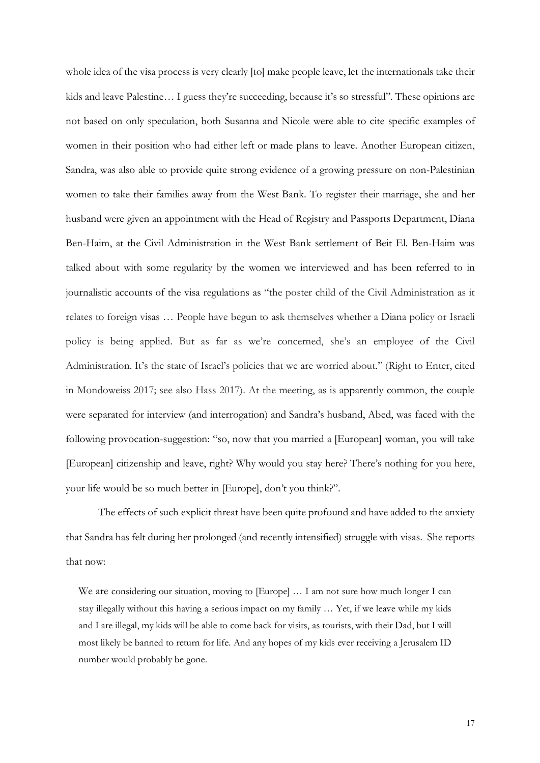whole idea of the visa process is very clearly [to] make people leave, let the internationals take their kids and leave Palestine… I guess they're succeeding, because it's so stressful". These opinions are not based on only speculation, both Susanna and Nicole were able to cite specific examples of women in their position who had either left or made plans to leave. Another European citizen, Sandra, was also able to provide quite strong evidence of a growing pressure on non-Palestinian women to take their families away from the West Bank. To register their marriage, she and her husband were given an appointment with the Head of Registry and Passports Department, Diana Ben-Haim, at the Civil Administration in the West Bank settlement of Beit El. Ben-Haim was talked about with some regularity by the women we interviewed and has been referred to in journalistic accounts of the visa regulations as "the poster child of the Civil Administration as it relates to foreign visas … People have begun to ask themselves whether a Diana policy or Israeli policy is being applied. But as far as we're concerned, she's an employee of the Civil Administration. It's the state of Israel's policies that we are worried about." (Right to Enter, cited in Mondoweiss 2017; see also Hass 2017). At the meeting, as is apparently common, the couple were separated for interview (and interrogation) and Sandra's husband, Abed, was faced with the following provocation-suggestion: "so, now that you married a [European] woman, you will take [European] citizenship and leave, right? Why would you stay here? There's nothing for you here, your life would be so much better in [Europe], don't you think?".

The effects of such explicit threat have been quite profound and have added to the anxiety that Sandra has felt during her prolonged (and recently intensified) struggle with visas. She reports that now:

> We are considering our situation, moving to [Europe] … I am not sure how much longer I can stay illegally without this having a serious impact on my family … Yet, if we leave while my kids and I are illegal, my kids will be able to come back for visits, as tourists, with their Dad, but I will most likely be banned to return for life. And any hopes of my kids ever receiving a Jerusalem ID number would probably be gone.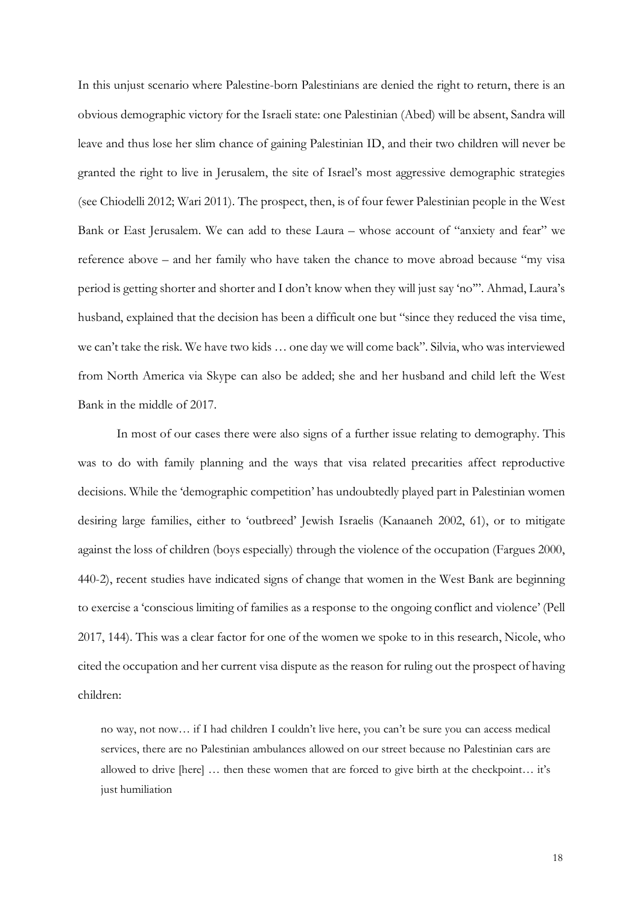In this unjust scenario where Palestine-born Palestinians are denied the right to return, there is an obvious demographic victory for the Israeli state: one Palestinian (Abed) will be absent, Sandra will leave and thus lose her slim chance of gaining Palestinian ID, and their two children will never be granted the right to live in Jerusalem, the site of Israel's most aggressive demographic strategies (see Chiodelli 2012; Wari 2011). The prospect, then, is of four fewer Palestinian people in the West Bank or East Jerusalem. We can add to these Laura – whose account of "anxiety and fear" we reference above – and her family who have taken the chance to move abroad because "my visa period is getting shorter and shorter and I don't know when they will just say 'no'". Ahmad, Laura's husband, explained that the decision has been a difficult one but "since they reduced the visa time, we can't take the risk. We have two kids … one day we will come back". Silvia, who was interviewed from North America via Skype can also be added; she and her husband and child left the West Bank in the middle of 2017.

In most of our cases there were also signs of a further issue relating to demography. This was to do with family planning and the ways that visa related precarities affect reproductive decisions. While the 'demographic competition' has undoubtedly played part in Palestinian women desiring large families, either to 'outbreed' Jewish Israelis (Kanaaneh 2002, 61), or to mitigate against the loss of children (boys especially) through the violence of the occupation (Fargues 2000, 440-2), recent studies have indicated signs of change that women in the West Bank are beginning to exercise a 'conscious limiting of families as a response to the ongoing conflict and violence' (Pell 2017, 144). This was a clear factor for one of the women we spoke to in this research, Nicole, who cited the occupation and her current visa dispute as the reason for ruling out the prospect of having children:

> no way, not now… if I had children I couldn't live here, you can't be sure you can access medical services, there are no Palestinian ambulances allowed on our street because no Palestinian cars are allowed to drive [here] … then these women that are forced to give birth at the checkpoint… it's just humiliation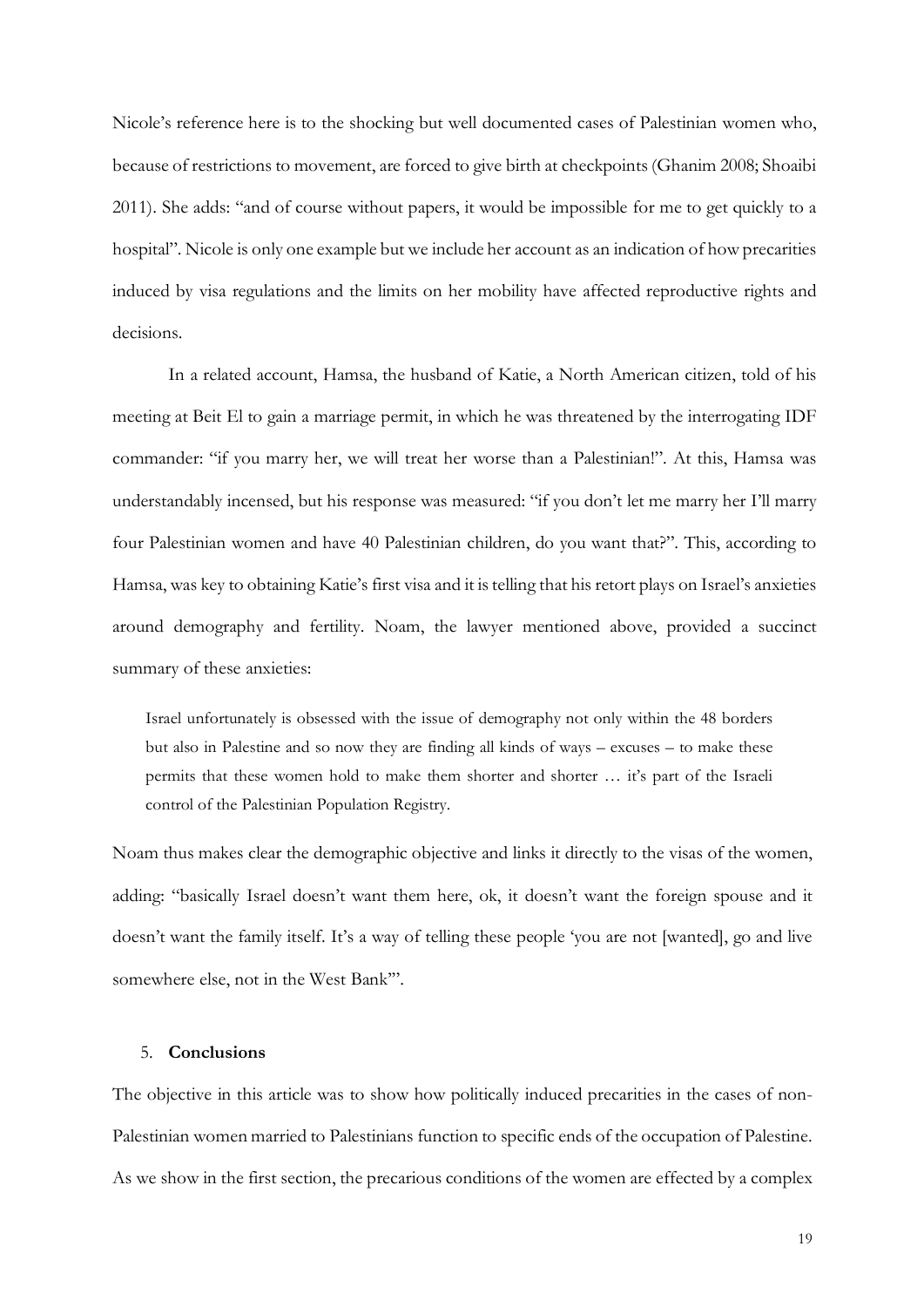Nicole's reference here is to the shocking but well documented cases of Palestinian women who, because of restrictions to movement, are forced to give birth at checkpoints (Ghanim 2008; Shoaibi 2011). She adds: "and of course without papers, it would be impossible for me to get quickly to a hospital". Nicole is only one example but we include her account as an indication of how precarities induced by visa regulations and the limits on her mobility have affected reproductive rights and decisions.

In a related account, Hamsa, the husband of Katie, a North American citizen, told of his meeting at Beit El to gain a marriage permit, in which he was threatened by the interrogating IDF commander: "if you marry her, we will treat her worse than a Palestinian!". At this, Hamsa was understandably incensed, but his response was measured: "if you don't let me marry her I'll marry four Palestinian women and have 40 Palestinian children, do you want that?". This, according to Hamsa, was key to obtaining Katie's first visa and it is telling that his retort plays on Israel's anxieties around demography and fertility. Noam, the lawyer mentioned above, provided a succinct summary of these anxieties:

> Israel unfortunately is obsessed with the issue of demography not only within the 48 borders but also in Palestine and so now they are finding all kinds of ways – excuses – to make these permits that these women hold to make them shorter and shorter … it's part of the Israeli control of the Palestinian Population Registry.

Noam thus makes clear the demographic objective and links it directly to the visas of the women, adding: "basically Israel doesn't want them here, ok, it doesn't want the foreign spouse and it doesn't want the family itself. It's a way of telling these people 'you are not [wanted], go and live somewhere else, not in the West Bank'".

## 5. **Conclusions**

The objective in this article was to show how politically induced precarities in the cases of non-Palestinian women married to Palestinians function to specific ends of the occupation of Palestine. As we show in the first section, the precarious conditions of the women are effected by a complex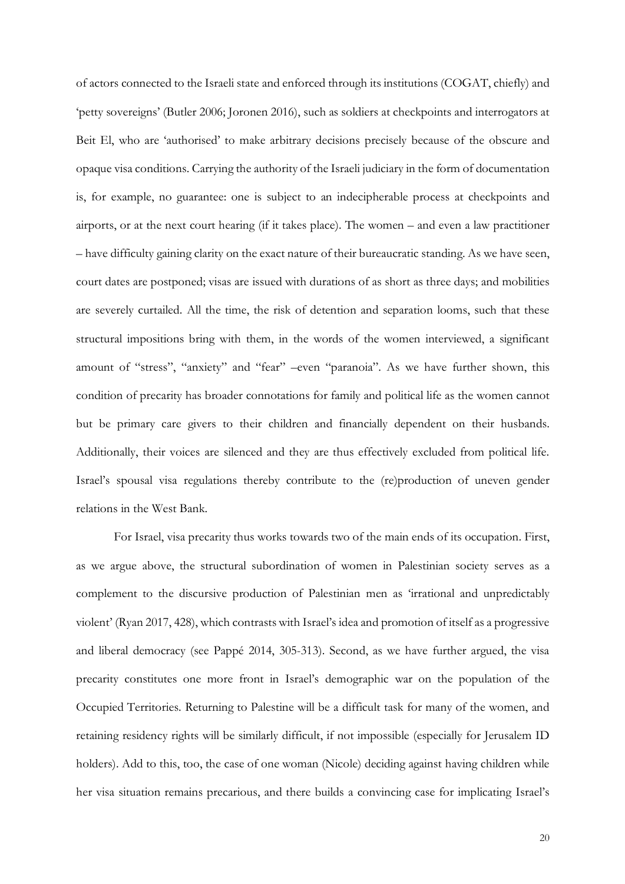of actors connected to the Israeli state and enforced through its institutions (COGAT, chiefly) and 'petty sovereigns' (Butler 2006; Joronen 2016), such as soldiers at checkpoints and interrogators at Beit El, who are 'authorised' to make arbitrary decisions precisely because of the obscure and opaque visa conditions. Carrying the authority of the Israeli judiciary in the form of documentation is, for example, no guarantee: one is subject to an indecipherable process at checkpoints and airports, or at the next court hearing (if it takes place). The women – and even a law practitioner – have difficulty gaining clarity on the exact nature of their bureaucratic standing. As we have seen, court dates are postponed; visas are issued with durations of as short as three days; and mobilities are severely curtailed. All the time, the risk of detention and separation looms, such that these structural impositions bring with them, in the words of the women interviewed, a significant amount of "stress", "anxiety" and "fear" –even "paranoia". As we have further shown, this condition of precarity has broader connotations for family and political life as the women cannot but be primary care givers to their children and financially dependent on their husbands. Additionally, their voices are silenced and they are thus effectively excluded from political life. Israel's spousal visa regulations thereby contribute to the (re)production of uneven gender relations in the West Bank.

For Israel, visa precarity thus works towards two of the main ends of its occupation. First, as we argue above, the structural subordination of women in Palestinian society serves as a complement to the discursive production of Palestinian men as 'irrational and unpredictably violent' (Ryan 2017, 428), which contrasts with Israel's idea and promotion of itself as a progressive and liberal democracy (see Pappé 2014, 305-313). Second, as we have further argued, the visa precarity constitutes one more front in Israel's demographic war on the population of the Occupied Territories. Returning to Palestine will be a difficult task for many of the women, and retaining residency rights will be similarly difficult, if not impossible (especially for Jerusalem ID holders). Add to this, too, the case of one woman (Nicole) deciding against having children while her visa situation remains precarious, and there builds a convincing case for implicating Israel's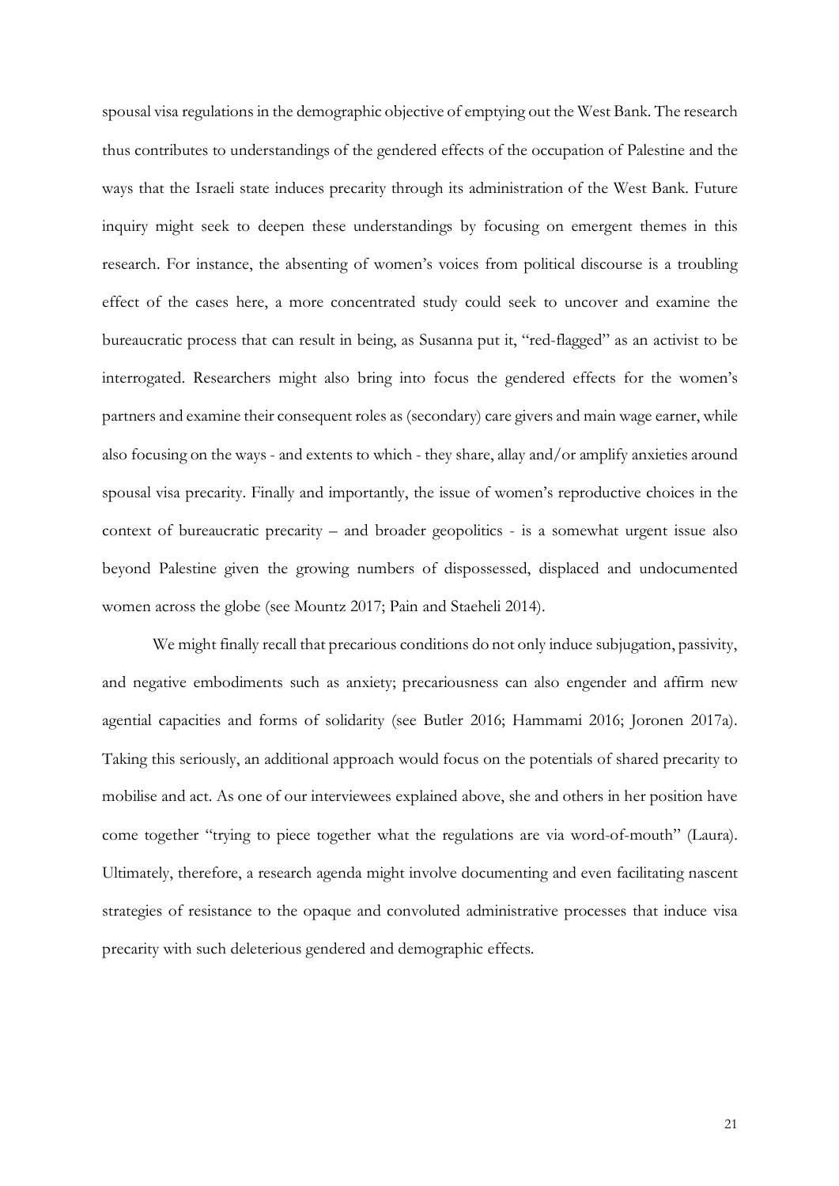spousal visa regulations in the demographic objective of emptying out the West Bank. The research thus contributes to understandings of the gendered effects of the occupation of Palestine and the ways that the Israeli state induces precarity through its administration of the West Bank. Future inquiry might seek to deepen these understandings by focusing on emergent themes in this research. For instance, the absenting of women's voices from political discourse is a troubling effect of the cases here, a more concentrated study could seek to uncover and examine the bureaucratic process that can result in being, as Susanna put it, "red-flagged" as an activist to be interrogated. Researchers might also bring into focus the gendered effects for the women's partners and examine their consequent roles as (secondary) care givers and main wage earner, while also focusing on the ways - and extents to which - they share, allay and/or amplify anxieties around spousal visa precarity. Finally and importantly, the issue of women's reproductive choices in the context of bureaucratic precarity – and broader geopolitics - is a somewhat urgent issue also beyond Palestine given the growing numbers of dispossessed, displaced and undocumented women across the globe (see Mountz 2017; Pain and Staeheli 2014).

We might finally recall that precarious conditions do not only induce subjugation, passivity, and negative embodiments such as anxiety; precariousness can also engender and affirm new agential capacities and forms of solidarity (see Butler 2016; Hammami 2016; Joronen 2017a). Taking this seriously, an additional approach would focus on the potentials of shared precarity to mobilise and act. As one of our interviewees explained above, she and others in her position have come together "trying to piece together what the regulations are via word-of-mouth" (Laura). Ultimately, therefore, a research agenda might involve documenting and even facilitating nascent strategies of resistance to the opaque and convoluted administrative processes that induce visa precarity with such deleterious gendered and demographic effects.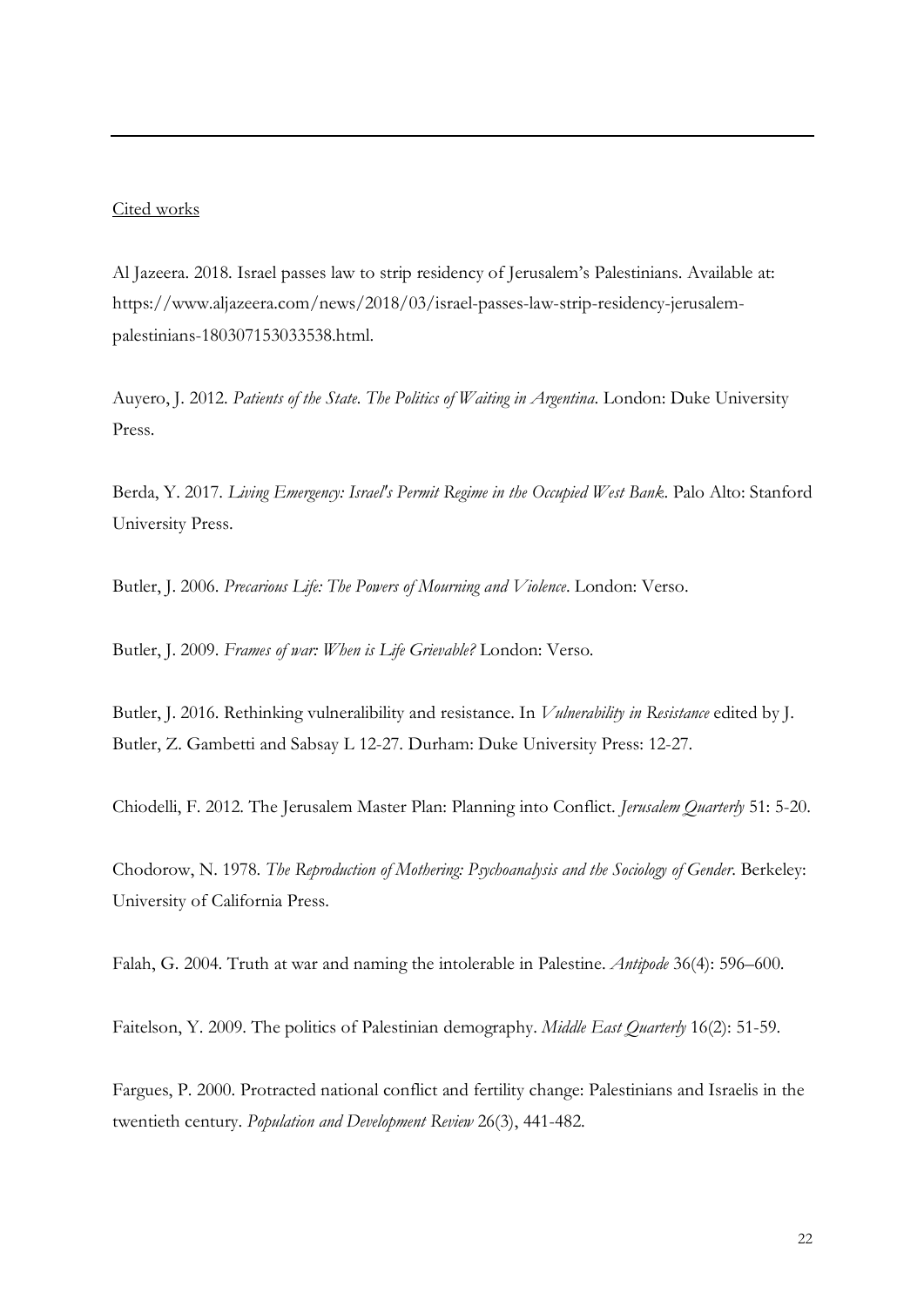Cited works

Al Jazeera. 2018. Israel passes law to strip residency of Jerusalem's Palestinians. Available at: https://www.aljazeera.com/news/2018/03/israel-passes-law-strip-residency-jerusalem-palestinians-180307153033538.html.

Auyero, J. 2012. *Patients of the State. The Politics of Waiting in Argentina*. London: Duke University Press.

Berda, Y. 2017. *Living Emergency: Israel's Permit Regime in the Occupied West Bank*. Palo Alto: Stanford University Press.

Butler, J. 2006. *Precarious Life: The Powers of Mourning and Violence*. London: Verso.

Butler, J. 2009. *Frames of war: When is Life Grievable?* London: Verso.

Butler, J. 2016. Rethinking vulneralibility and resistance. In *Vulnerability in Resistance* edited by J. Butler, Z. Gambetti and Sabsay L 12-27. Durham: Duke University Press: 12-27.

Chiodelli, F. 2012. The Jerusalem Master Plan: Planning into Conflict. *Jerusalem Quarterly* 51: 5-20.

Chodorow, N. 1978. *The Reproduction of Mothering: Psychoanalysis and the Sociology of Gender*. Berkeley: University of California Press.

Falah, G. 2004. Truth at war and naming the intolerable in Palestine. *Antipode* 36(4): 596–600.

Faitelson, Y. 2009. The politics of Palestinian demography. *Middle East Quarterly* 16(2): 51-59.

Fargues, P. 2000. Protracted national conflict and fertility change: Palestinians and Israelis in the twentieth century. *Population and Development Review* 26(3), 441-482.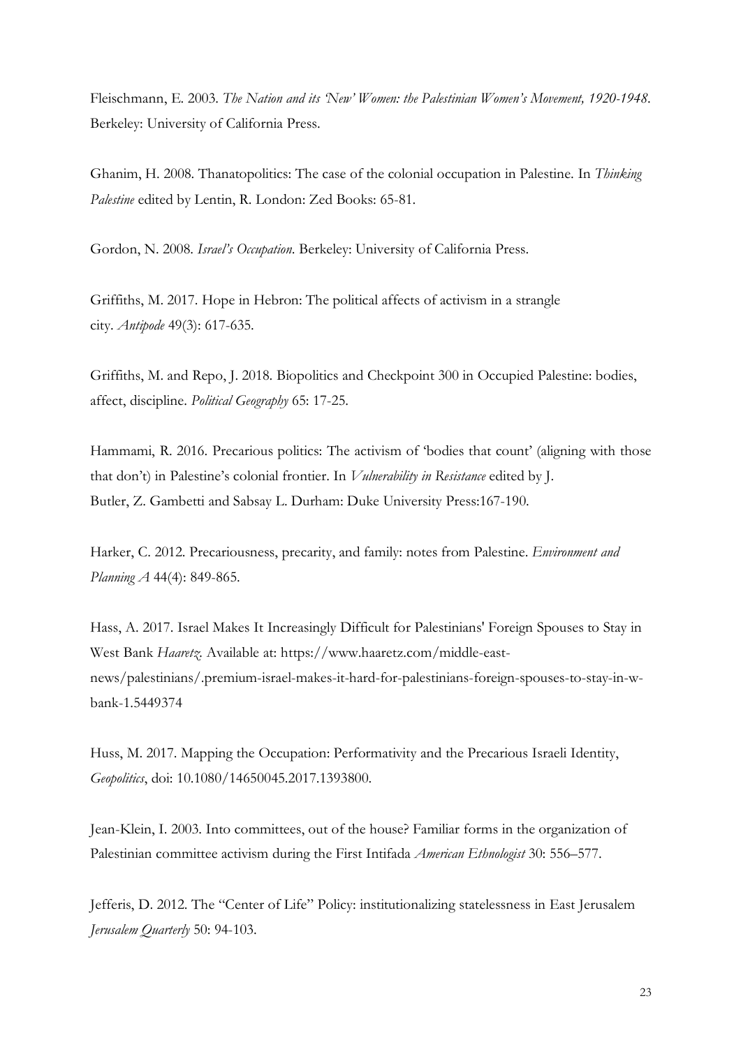Fleischmann, E. 2003. *The Nation and its 'New' Women: the Palestinian Women's Movement, 1920-1948*. Berkeley: University of California Press.

Ghanim, H. 2008. Thanatopolitics: The case of the colonial occupation in Palestine. In *Thinking Palestine* edited by Lentin, R. London: Zed Books: 65-81.

Gordon, N. 2008. *Israel's Occupation*. Berkeley: University of California Press.

Griffiths, M. 2017. Hope in Hebron: The political affects of activism in a strangle city. *Antipode* 49(3): 617-635.

Griffiths, M. and Repo, J. 2018. Biopolitics and Checkpoint 300 in Occupied Palestine: bodies, affect, discipline. *Political Geography* 65: 17-25.

Hammami, R. 2016. Precarious politics: The activism of 'bodies that count' (aligning with those that don't) in Palestine's colonial frontier. In *Vulnerability in Resistance* edited by J. Butler, Z. Gambetti and Sabsay L. Durham: Duke University Press:167-190.

Harker, C. 2012. Precariousness, precarity, and family: notes from Palestine. *Environment and Planning A* 44(4): 849-865.

Hass, A. 2017. Israel Makes It Increasingly Difficult for Palestinians' Foreign Spouses to Stay in West Bank *Haaretz*. Available at: https://www.haaretz.com/middle-east-news/palestinians/.premium-israel-makes-it-hard-for-palestinians-foreign-spouses-to-stay-in-w-bank-1.5449374

Huss, M. 2017. Mapping the Occupation: Performativity and the Precarious Israeli Identity, *Geopolitics*, doi: 10.1080/14650045.2017.1393800.

Jean-Klein, I. 2003. Into committees, out of the house? Familiar forms in the organization of Palestinian committee activism during the First Intifada *American Ethnologist* 30: 556–577.

Jefferis, D. 2012. The "Center of Life" Policy: institutionalizing statelessness in East Jerusalem *Jerusalem Quarterly* 50: 94-103.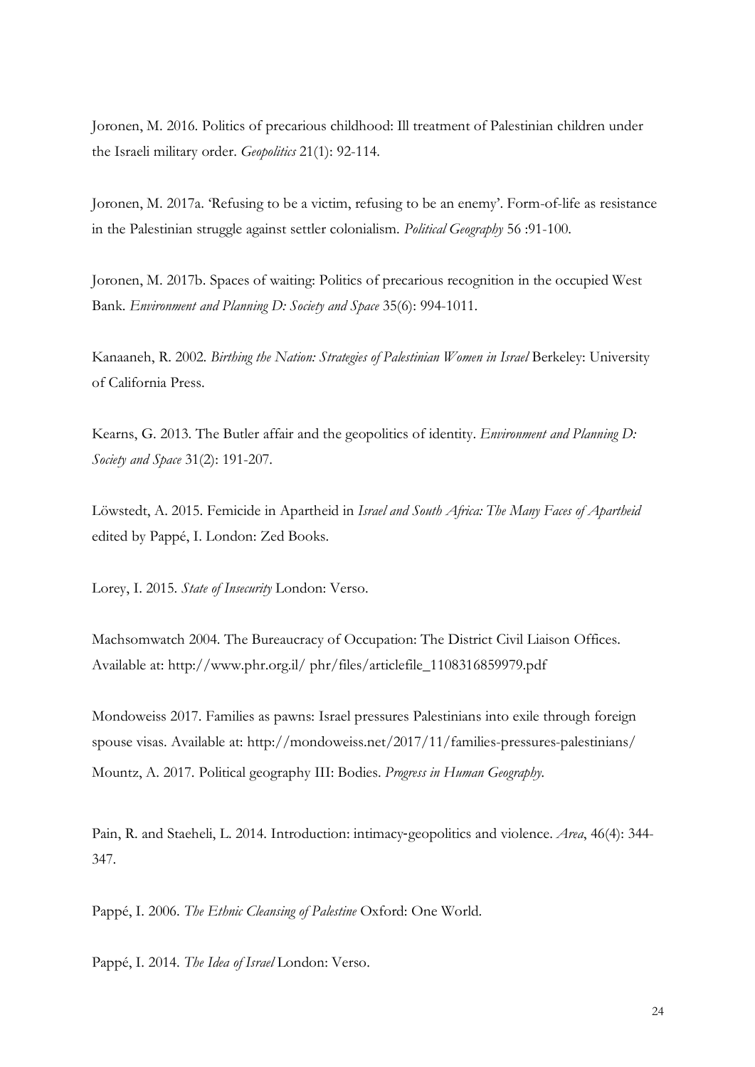Joronen, M. 2016. Politics of precarious childhood: Ill treatment of Palestinian children under the Israeli military order. *Geopolitics* 21(1): 92-114.

Joronen, M. 2017a. 'Refusing to be a victim, refusing to be an enemy'. Form-of-life as resistance in the Palestinian struggle against settler colonialism. *Political Geography* 56 :91-100.

Joronen, M. 2017b. Spaces of waiting: Politics of precarious recognition in the occupied West Bank. *Environment and Planning D: Society and Space* 35(6): 994-1011.

Kanaaneh, R. 2002. *Birthing the Nation: Strategies of Palestinian Women in Israel* Berkeley: University of California Press.

Kearns, G. 2013. The Butler affair and the geopolitics of identity. *Environment and Planning D: Society and Space* 31(2): 191-207.

Löwstedt, A. 2015. Femicide in Apartheid in *Israel and South Africa: The Many Faces of Apartheid* edited by Pappé, I. London: Zed Books.

Lorey, I. 2015. *State of Insecurity* London: Verso.

Machsomwatch 2004. The Bureaucracy of Occupation: The District Civil Liaison Offices. Available at: http://www.phr.org.il/ phr/files/articlefile_1108316859979.pdf

Mondoweiss 2017. Families as pawns: Israel pressures Palestinians into exile through foreign spouse visas. Available at: http://mondoweiss.net/2017/11/families-pressures-palestinians/

Mountz, A. 2017. Political geography III: Bodies. *Progress in Human Geography*.

Pain, R. and Staeheli, L. 2014. Introduction: intimacy-geopolitics and violence. *Area*, 46(4): 344-347.

Pappé, I. 2006. *The Ethnic Cleansing of Palestine* Oxford: One World.

Pappé, I. 2014. *The Idea of Israel* London: Verso.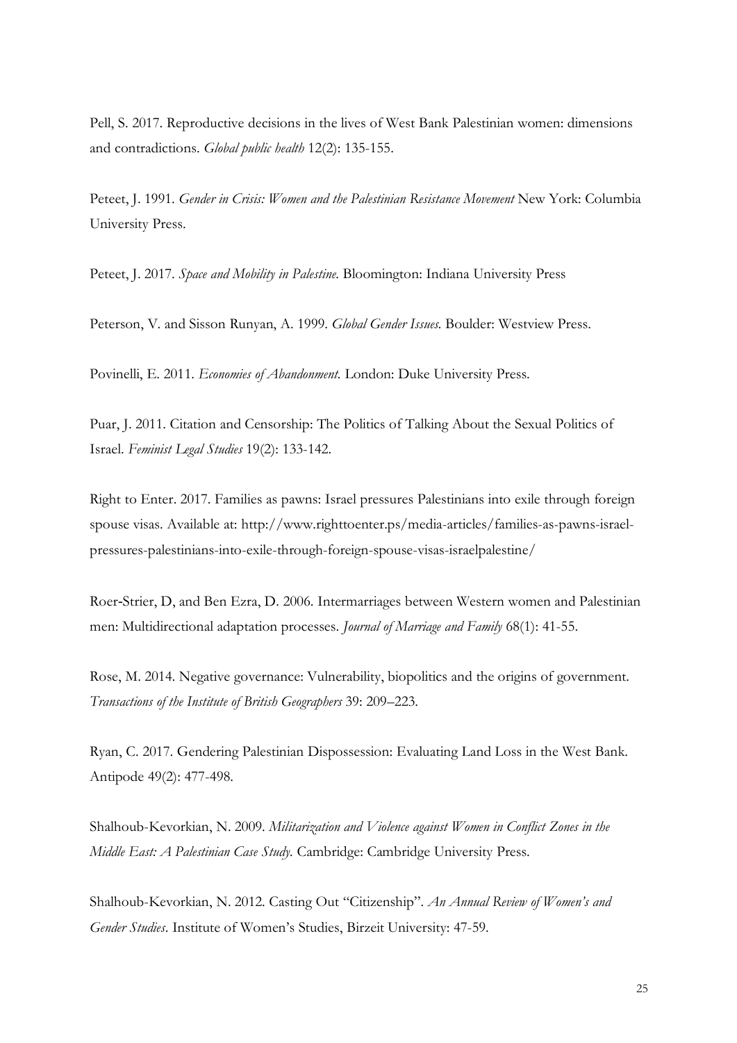Pell, S. 2017. Reproductive decisions in the lives of West Bank Palestinian women: dimensions and contradictions. *Global public health* 12(2): 135-155.

Peteet, J. 1991. *Gender in Crisis: Women and the Palestinian Resistance Movement* New York: Columbia University Press.

Peteet, J. 2017. *Space and Mobility in Palestine.* Bloomington: Indiana University Press

Peterson, V. and Sisson Runyan, A. 1999. *Global Gender Issues.* Boulder: Westview Press.

Povinelli, E. 2011. *Economies of Abandonment.* London: Duke University Press.

Puar, J. 2011. Citation and Censorship: The Politics of Talking About the Sexual Politics of Israel. *Feminist Legal Studies* 19(2): 133-142.

Right to Enter. 2017. Families as pawns: Israel pressures Palestinians into exile through foreign spouse visas. Available at: http://www.righttoenter.ps/media-articles/families-as-pawns-israel-pressures-palestinians-into-exile-through-foreign-spouse-visas-israelpalestine/

Roer-Strier, D, and Ben Ezra, D. 2006. Intermarriages between Western women and Palestinian men: Multidirectional adaptation processes. *Journal of Marriage and Family* 68(1): 41-55.

Rose, M. 2014. Negative governance: Vulnerability, biopolitics and the origins of government. *Transactions of the Institute of British Geographers* 39: 209–223.

Ryan, C. 2017. Gendering Palestinian Dispossession: Evaluating Land Loss in the West Bank. Antipode 49(2): 477-498.

Shalhoub-Kevorkian, N. 2009. *Militarization and Violence against Women in Conflict Zones in the Middle East: A Palestinian Case Study.* Cambridge: Cambridge University Press.

Shalhoub-Kevorkian, N. 2012. Casting Out "Citizenship". *An Annual Review of Women's and Gender Studies.* Institute of Women's Studies, Birzeit University: 47-59.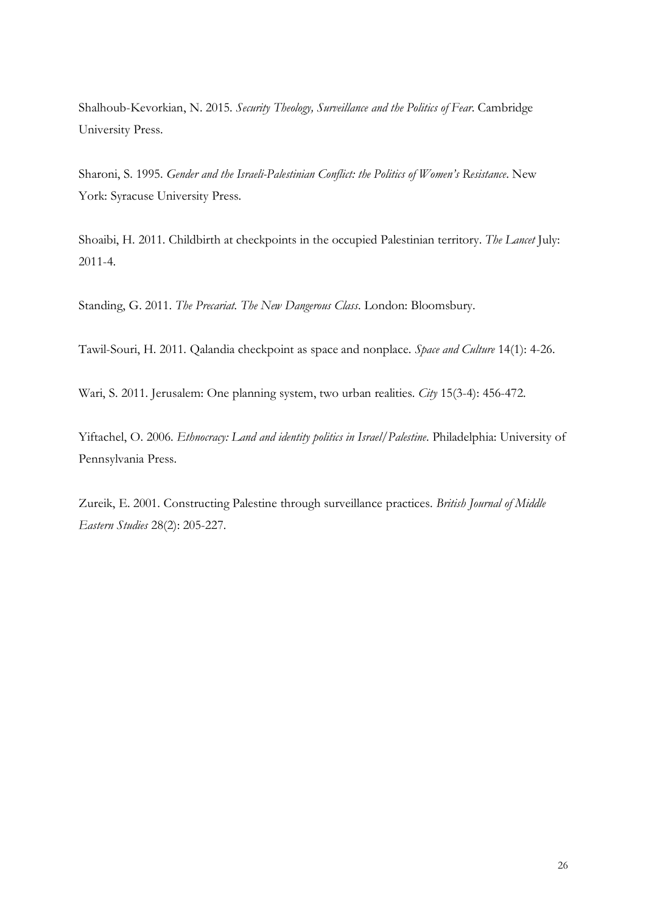Shalhoub-Kevorkian, N. 2015. *Security Theology, Surveillance and the Politics of Fear*. Cambridge University Press.

Sharoni, S. 1995. *Gender and the Israeli-Palestinian Conflict: the Politics of Women's Resistance*. New York: Syracuse University Press.

Shoaibi, H. 2011. Childbirth at checkpoints in the occupied Palestinian territory. *The Lancet* July: 2011-4.

Standing, G. 2011. *The Precariat. The New Dangerous Class*. London: Bloomsbury.

Tawil-Souri, H. 2011. Qalandia checkpoint as space and nonplace. *Space and Culture* 14(1): 4-26.

Wari, S. 2011. Jerusalem: One planning system, two urban realities. *City* 15(3-4): 456-472.

Yiftachel, O. 2006. *Ethnocracy: Land and identity politics in Israel/Palestine*. Philadelphia: University of Pennsylvania Press.

Zureik, E. 2001. Constructing Palestine through surveillance practices. *British Journal of Middle Eastern Studies* 28(2): 205-227.